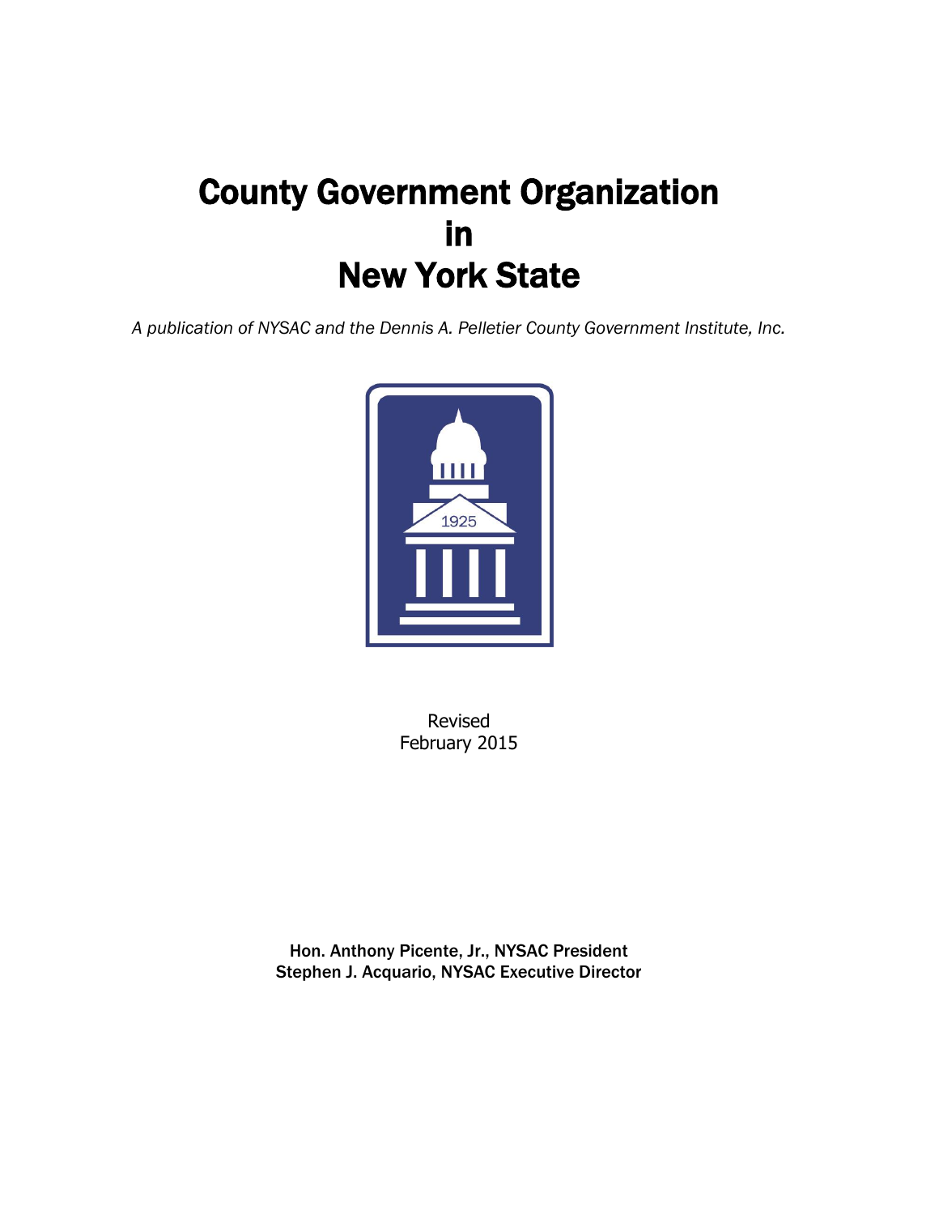# County Government Organization in New York State

*A publication of NYSAC and the Dennis A. Pelletier County Government Institute, Inc.*

1925

Revised
February 2015

**Hon. Anthony Picente, Jr., NYSAC President**
**Stephen J. Acquario, NYSAC Executive Director**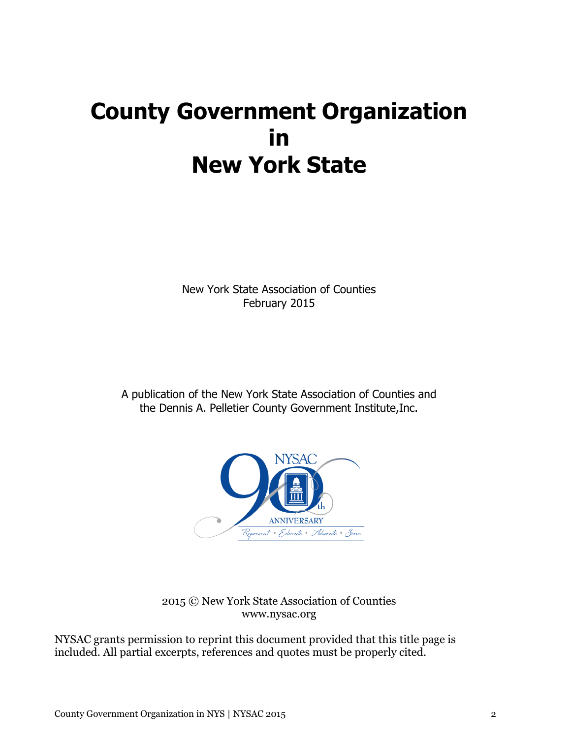# County Government Organization in New York State

New York State Association of Counties
February 2015

A publication of the New York State Association of Counties and the Dennis A. Pelletier County Government Institute,Inc.

2015 © New York State Association of Counties
www.nysac.org

NYSAC grants permission to reprint this document provided that this title page is included. All partial excerpts, references and quotes must be properly cited.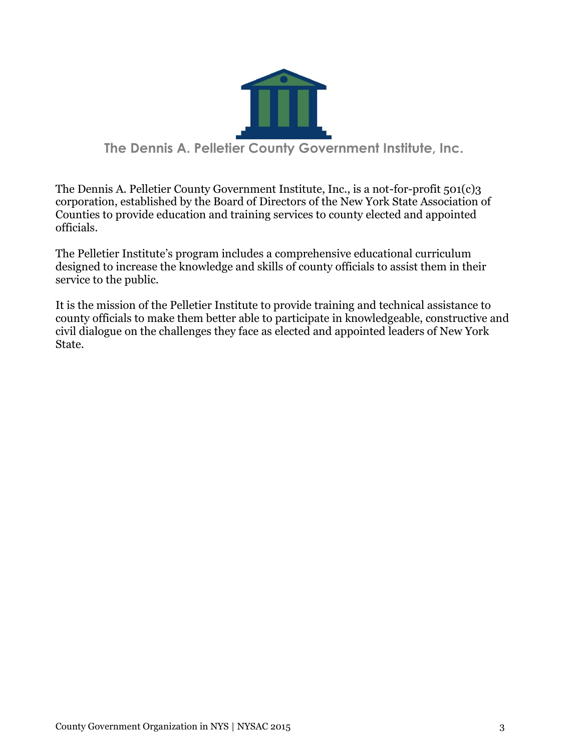## The Dennis A. Pelletier County Government Institute, Inc.

The Dennis A. Pelletier County Government Institute, Inc., is a not-for-profit 501(c)3 corporation, established by the Board of Directors of the New York State Association of Counties to provide education and training services to county elected and appointed officials.

The Pelletier Institute's program includes a comprehensive educational curriculum designed to increase the knowledge and skills of county officials to assist them in their service to the public.

It is the mission of the Pelletier Institute to provide training and technical assistance to county officials to make them better able to participate in knowledgeable, constructive and civil dialogue on the challenges they face as elected and appointed leaders of New York State.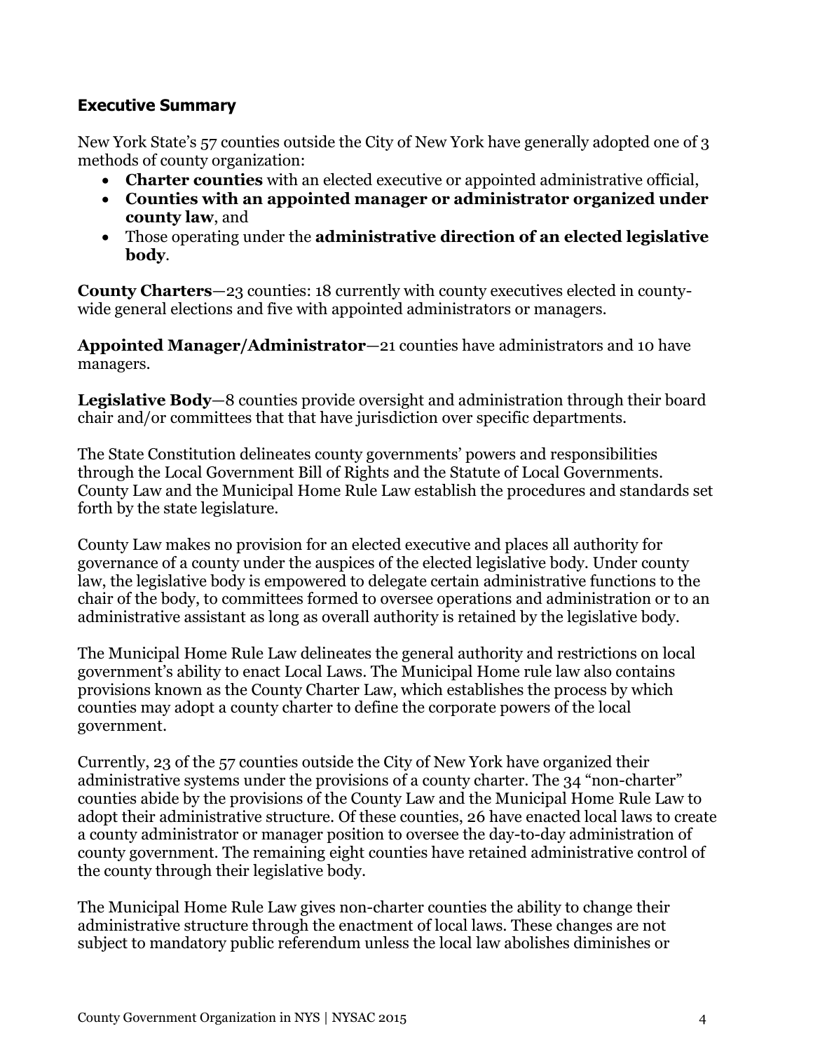## Executive Summary

New York State's 57 counties outside the City of New York have generally adopted one of 3 methods of county organization:

- **Charter counties** with an elected executive or appointed administrative official,
- **Counties with an appointed manager or administrator organized under county law**, and
- Those operating under the **administrative direction of an elected legislative body**.

**County Charters**—23 counties: 18 currently with county executives elected in county-wide general elections and five with appointed administrators or managers.

**Appointed Manager/Administrator**—21 counties have administrators and 10 have managers.

**Legislative Body**—8 counties provide oversight and administration through their board chair and/or committees that that have jurisdiction over specific departments.

The State Constitution delineates county governments' powers and responsibilities through the Local Government Bill of Rights and the Statute of Local Governments. County Law and the Municipal Home Rule Law establish the procedures and standards set forth by the state legislature.

County Law makes no provision for an elected executive and places all authority for governance of a county under the auspices of the elected legislative body. Under county law, the legislative body is empowered to delegate certain administrative functions to the chair of the body, to committees formed to oversee operations and administration or to an administrative assistant as long as overall authority is retained by the legislative body.

The Municipal Home Rule Law delineates the general authority and restrictions on local government's ability to enact Local Laws. The Municipal Home rule law also contains provisions known as the County Charter Law, which establishes the process by which counties may adopt a county charter to define the corporate powers of the local government.

Currently, 23 of the 57 counties outside the City of New York have organized their administrative systems under the provisions of a county charter. The 34 "non-charter" counties abide by the provisions of the County Law and the Municipal Home Rule Law to adopt their administrative structure. Of these counties, 26 have enacted local laws to create a county administrator or manager position to oversee the day-to-day administration of county government. The remaining eight counties have retained administrative control of the county through their legislative body.

The Municipal Home Rule Law gives non-charter counties the ability to change their administrative structure through the enactment of local laws. These changes are not subject to mandatory public referendum unless the local law abolishes diminishes or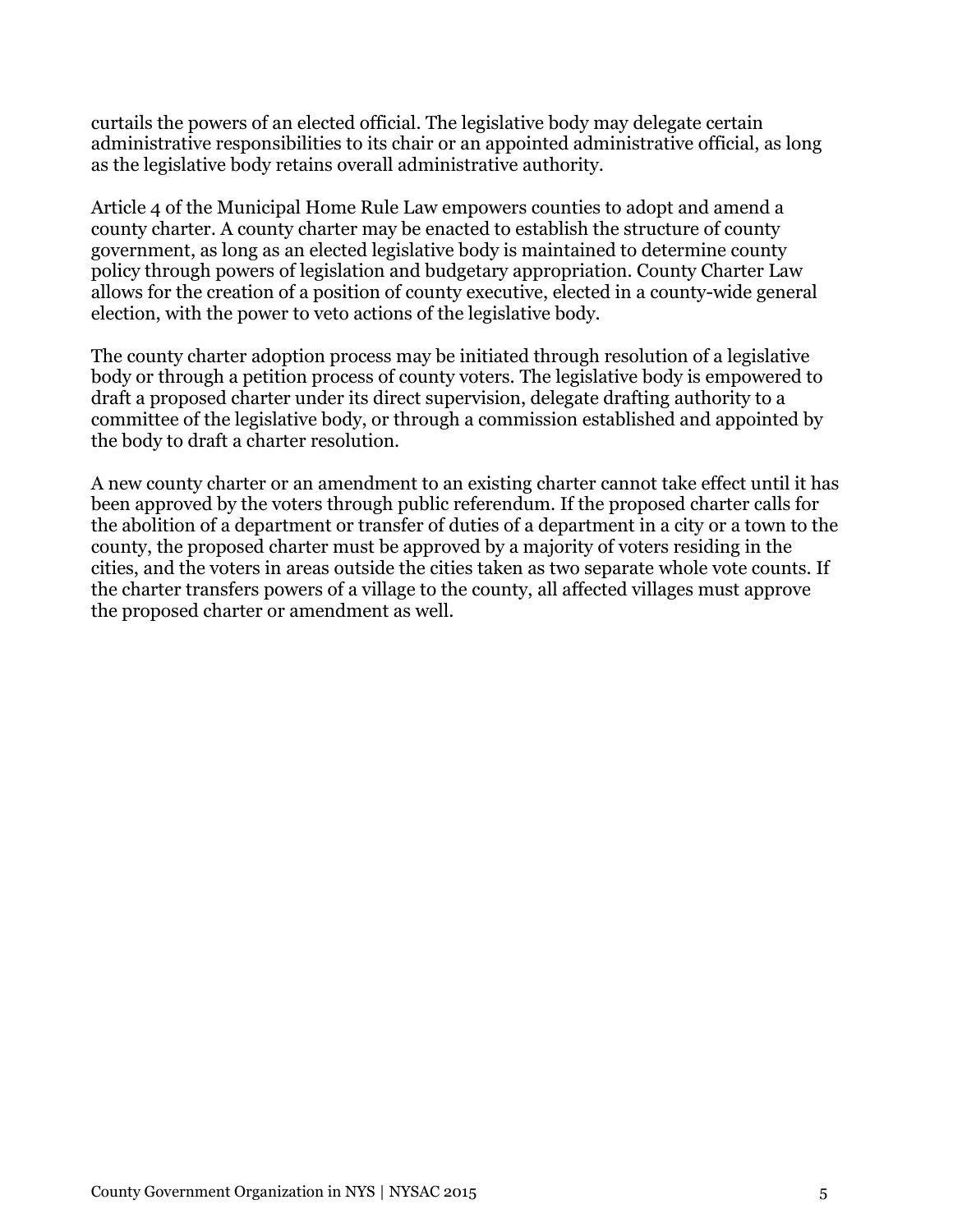curtails the powers of an elected official. The legislative body may delegate certain administrative responsibilities to its chair or an appointed administrative official, as long as the legislative body retains overall administrative authority.

Article 4 of the Municipal Home Rule Law empowers counties to adopt and amend a county charter. A county charter may be enacted to establish the structure of county government, as long as an elected legislative body is maintained to determine county policy through powers of legislation and budgetary appropriation. County Charter Law allows for the creation of a position of county executive, elected in a county-wide general election, with the power to veto actions of the legislative body.

The county charter adoption process may be initiated through resolution of a legislative body or through a petition process of county voters. The legislative body is empowered to draft a proposed charter under its direct supervision, delegate drafting authority to a committee of the legislative body, or through a commission established and appointed by the body to draft a charter resolution.

A new county charter or an amendment to an existing charter cannot take effect until it has been approved by the voters through public referendum. If the proposed charter calls for the abolition of a department or transfer of duties of a department in a city or a town to the county, the proposed charter must be approved by a majority of voters residing in the cities, and the voters in areas outside the cities taken as two separate whole vote counts. If the charter transfers powers of a village to the county, all affected villages must approve the proposed charter or amendment as well.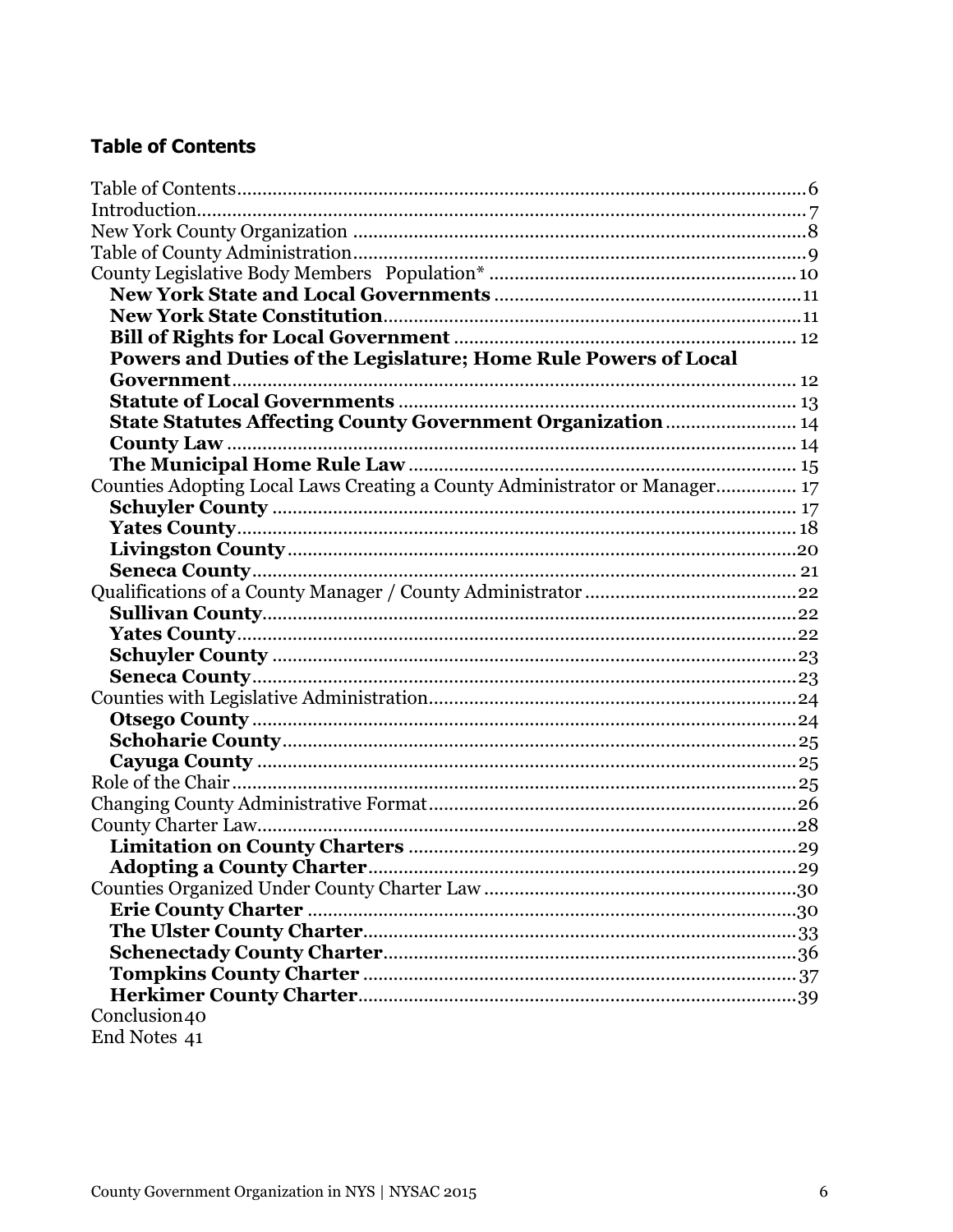## Table of Contents

Table of Contents....6
Introduction....7
New York County Organization....8
Table of County Administration....9
County Legislative Body Members Population*....10

- **New York State and Local Governments**....11
- **New York State Constitution**....11
- **Bill of Rights for Local Government**....12
- **Powers and Duties of the Legislature; Home Rule Powers of Local Government**....12
- **Statute of Local Governments**....13
- **State Statutes Affecting County Government Organization**....14
- **County Law**....14
- **The Municipal Home Rule Law**....15

Counties Adopting Local Laws Creating a County Administrator or Manager....17

- **Schuyler County**....17
- **Yates County**....18
- **Livingston County**....20
- **Seneca County**....21

Qualifications of a County Manager / County Administrator....22

- **Sullivan County**....22
- **Yates County**....22
- **Schuyler County**....23
- **Seneca County**....23

Counties with Legislative Administration....24

- **Otsego County**....24
- **Schoharie County**....25
- **Cayuga County**....25

Role of the Chair....25
Changing County Administrative Format....26
County Charter Law....28

- **Limitation on County Charters**....29
- **Adopting a County Charter**....29

Counties Organized Under County Charter Law....30

- **Erie County Charter**....30
- **The Ulster County Charter**....33
- **Schenectady County Charter**....36
- **Tompkins County Charter**....37
- **Herkimer County Charter**....39

Conclusion40
End Notes 41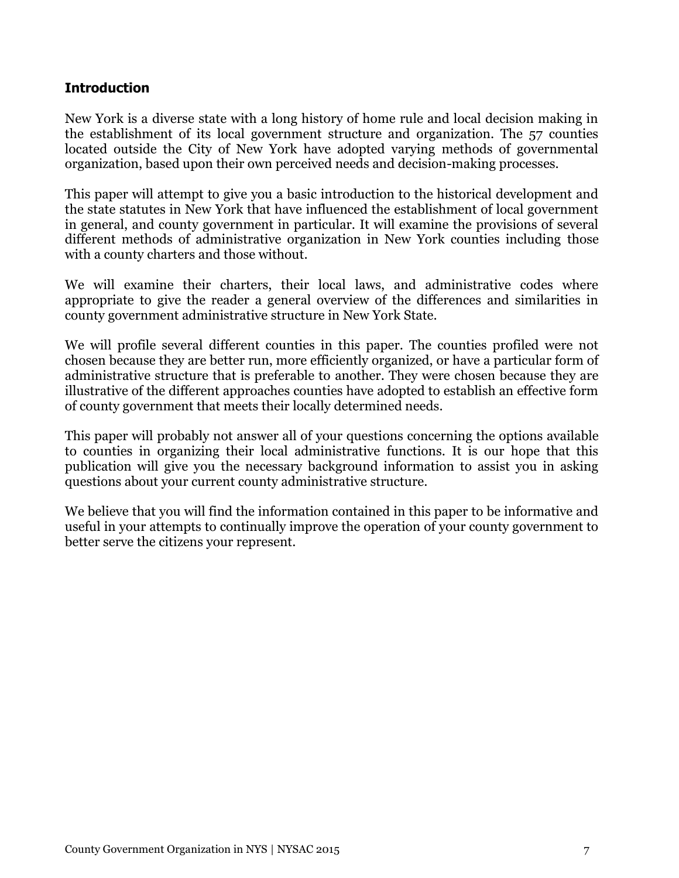## Introduction

New York is a diverse state with a long history of home rule and local decision making in the establishment of its local government structure and organization. The 57 counties located outside the City of New York have adopted varying methods of governmental organization, based upon their own perceived needs and decision-making processes.

This paper will attempt to give you a basic introduction to the historical development and the state statutes in New York that have influenced the establishment of local government in general, and county government in particular. It will examine the provisions of several different methods of administrative organization in New York counties including those with a county charters and those without.

We will examine their charters, their local laws, and administrative codes where appropriate to give the reader a general overview of the differences and similarities in county government administrative structure in New York State.

We will profile several different counties in this paper. The counties profiled were not chosen because they are better run, more efficiently organized, or have a particular form of administrative structure that is preferable to another. They were chosen because they are illustrative of the different approaches counties have adopted to establish an effective form of county government that meets their locally determined needs.

This paper will probably not answer all of your questions concerning the options available to counties in organizing their local administrative functions. It is our hope that this publication will give you the necessary background information to assist you in asking questions about your current county administrative structure.

We believe that you will find the information contained in this paper to be informative and useful in your attempts to continually improve the operation of your county government to better serve the citizens your represent.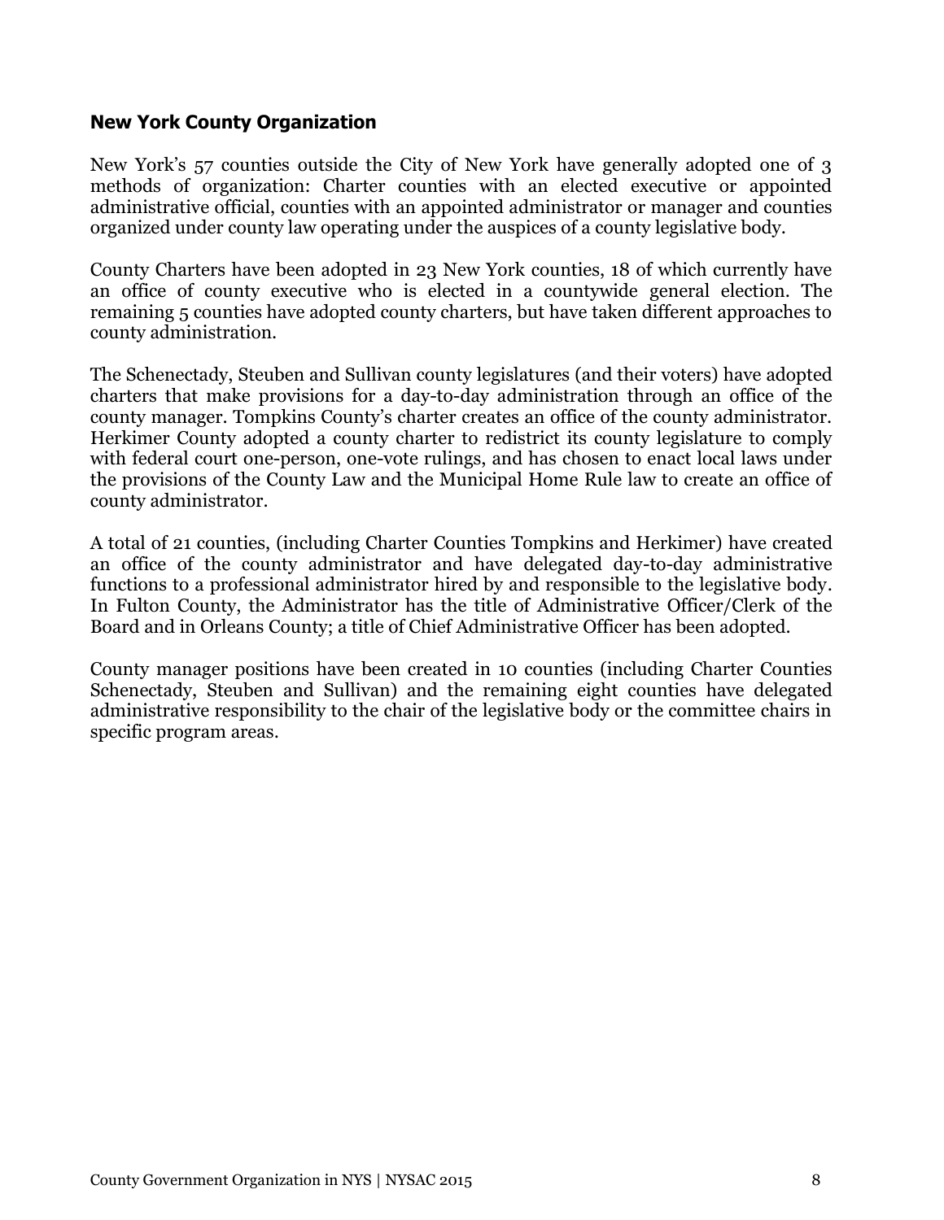## New York County Organization

New York's 57 counties outside the City of New York have generally adopted one of 3 methods of organization: Charter counties with an elected executive or appointed administrative official, counties with an appointed administrator or manager and counties organized under county law operating under the auspices of a county legislative body.

County Charters have been adopted in 23 New York counties, 18 of which currently have an office of county executive who is elected in a countywide general election. The remaining 5 counties have adopted county charters, but have taken different approaches to county administration.

The Schenectady, Steuben and Sullivan county legislatures (and their voters) have adopted charters that make provisions for a day-to-day administration through an office of the county manager. Tompkins County's charter creates an office of the county administrator. Herkimer County adopted a county charter to redistrict its county legislature to comply with federal court one-person, one-vote rulings, and has chosen to enact local laws under the provisions of the County Law and the Municipal Home Rule law to create an office of county administrator.

A total of 21 counties, (including Charter Counties Tompkins and Herkimer) have created an office of the county administrator and have delegated day-to-day administrative functions to a professional administrator hired by and responsible to the legislative body. In Fulton County, the Administrator has the title of Administrative Officer/Clerk of the Board and in Orleans County; a title of Chief Administrative Officer has been adopted.

County manager positions have been created in 10 counties (including Charter Counties Schenectady, Steuben and Sullivan) and the remaining eight counties have delegated administrative responsibility to the chair of the legislative body or the committee chairs in specific program areas.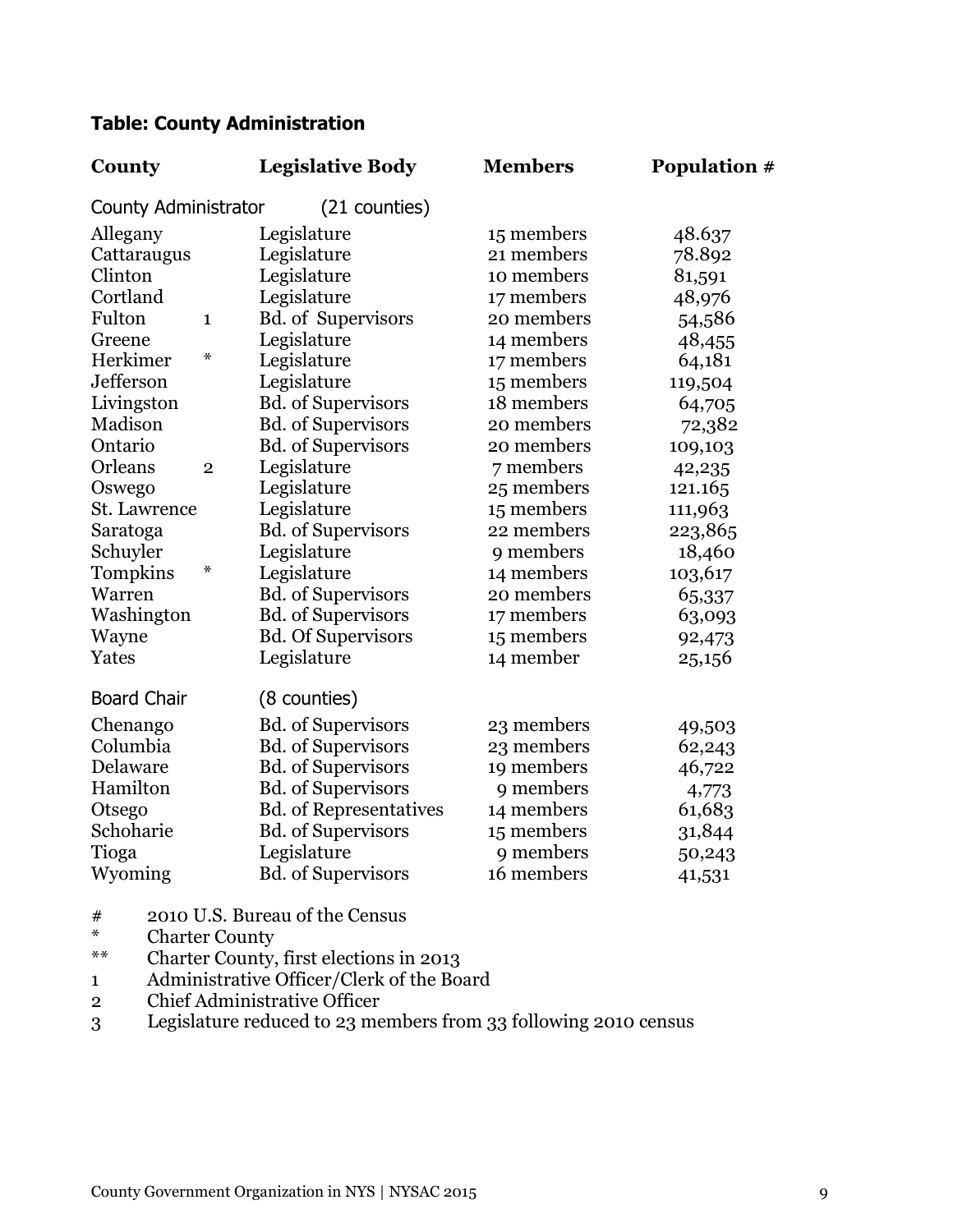### Table: County Administration

| County | | Legislative Body | Members | Population # |
|---|---|---|---|---|
| County Administrator | | (21 counties) | | |
| Allegany | | Legislature | 15 members | 48.637 |
| Cattaraugus | | Legislature | 21 members | 78.892 |
| Clinton | | Legislature | 10 members | 81,591 |
| Cortland | | Legislature | 17 members | 48,976 |
| Fulton | 1 | Bd. of Supervisors | 20 members | 54,586 |
| Greene | | Legislature | 14 members | 48,455 |
| Herkimer | * | Legislature | 17 members | 64,181 |
| Jefferson | | Legislature | 15 members | 119,504 |
| Livingston | | Bd. of Supervisors | 18 members | 64,705 |
| Madison | | Bd. of Supervisors | 20 members | 72,382 |
| Ontario | | Bd. of Supervisors | 20 members | 109,103 |
| Orleans | 2 | Legislature | 7 members | 42,235 |
| Oswego | | Legislature | 25 members | 121.165 |
| St. Lawrence | | Legislature | 15 members | 111,963 |
| Saratoga | | Bd. of Supervisors | 22 members | 223,865 |
| Schuyler | | Legislature | 9 members | 18,460 |
| Tompkins | * | Legislature | 14 members | 103,617 |
| Warren | | Bd. of Supervisors | 20 members | 65,337 |
| Washington | | Bd. of Supervisors | 17 members | 63,093 |
| Wayne | | Bd. Of Supervisors | 15 members | 92,473 |
| Yates | | Legislature | 14 member | 25,156 |
| Board Chair | | (8 counties) | | |
| Chenango | | Bd. of Supervisors | 23 members | 49,503 |
| Columbia | | Bd. of Supervisors | 23 members | 62,243 |
| Delaware | | Bd. of Supervisors | 19 members | 46,722 |
| Hamilton | | Bd. of Supervisors | 9 members | 4,773 |
| Otsego | | Bd. of Representatives | 14 members | 61,683 |
| Schoharie | | Bd. of Supervisors | 15 members | 31,844 |
| Tioga | | Legislature | 9 members | 50,243 |
| Wyoming | | Bd. of Supervisors | 16 members | 41,531 |

\# 2010 U.S. Bureau of the Census
\* Charter County
\*\* Charter County, first elections in 2013
1 Administrative Officer/Clerk of the Board
2 Chief Administrative Officer
3 Legislature reduced to 23 members from 33 following 2010 census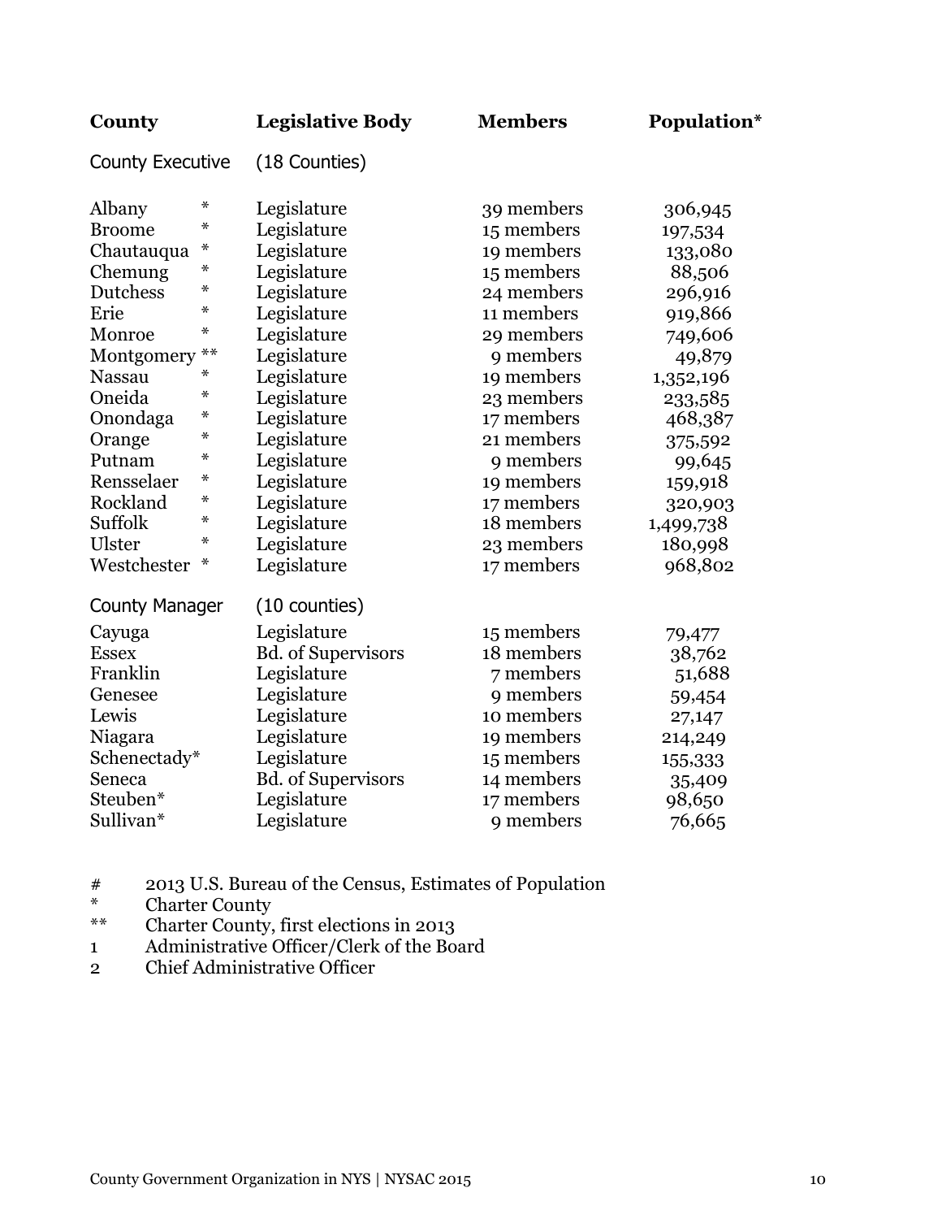| County | | Legislative Body | Members | Population* |
|---|---|---|---|---|
| County Executive | | (18 Counties) | | |
| Albany | * | Legislature | 39 members | 306,945 |
| Broome | * | Legislature | 15 members | 197,534 |
| Chautauqua | * | Legislature | 19 members | 133,080 |
| Chemung | * | Legislature | 15 members | 88,506 |
| Dutchess | * | Legislature | 24 members | 296,916 |
| Erie | * | Legislature | 11 members | 919,866 |
| Monroe | * | Legislature | 29 members | 749,606 |
| Montgomery | ** | Legislature | 9 members | 49,879 |
| Nassau | * | Legislature | 19 members | 1,352,196 |
| Oneida | * | Legislature | 23 members | 233,585 |
| Onondaga | * | Legislature | 17 members | 468,387 |
| Orange | * | Legislature | 21 members | 375,592 |
| Putnam | * | Legislature | 9 members | 99,645 |
| Rensselaer | * | Legislature | 19 members | 159,918 |
| Rockland | * | Legislature | 17 members | 320,903 |
| Suffolk | * | Legislature | 18 members | 1,499,738 |
| Ulster | * | Legislature | 23 members | 180,998 |
| Westchester | * | Legislature | 17 members | 968,802 |
| County Manager | | (10 counties) | | |
| Cayuga | | Legislature | 15 members | 79,477 |
| Essex | | Bd. of Supervisors | 18 members | 38,762 |
| Franklin | | Legislature | 7 members | 51,688 |
| Genesee | | Legislature | 9 members | 59,454 |
| Lewis | | Legislature | 10 members | 27,147 |
| Niagara | | Legislature | 19 members | 214,249 |
| Schenectady* | | Legislature | 15 members | 155,333 |
| Seneca | | Bd. of Supervisors | 14 members | 35,409 |
| Steuben* | | Legislature | 17 members | 98,650 |
| Sullivan* | | Legislature | 9 members | 76,665 |

\# 2013 U.S. Bureau of the Census, Estimates of Population
\* Charter County
\*\* Charter County, first elections in 2013
1 Administrative Officer/Clerk of the Board
2 Chief Administrative Officer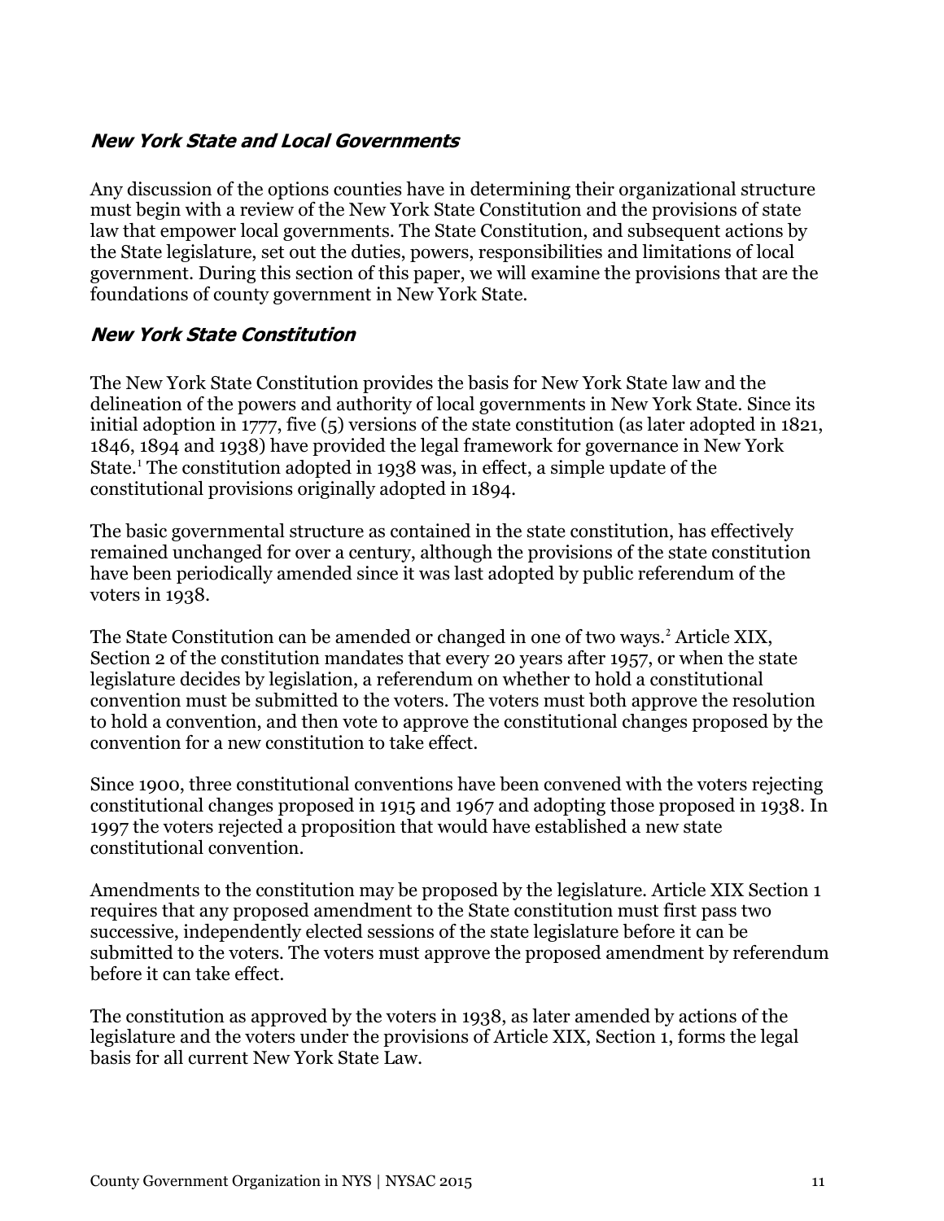### ***New York State and Local Governments***

Any discussion of the options counties have in determining their organizational structure must begin with a review of the New York State Constitution and the provisions of state law that empower local governments. The State Constitution, and subsequent actions by the State legislature, set out the duties, powers, responsibilities and limitations of local government. During this section of this paper, we will examine the provisions that are the foundations of county government in New York State.

### ***New York State Constitution***

The New York State Constitution provides the basis for New York State law and the delineation of the powers and authority of local governments in New York State. Since its initial adoption in 1777, five (5) versions of the state constitution (as later adopted in 1821, 1846, 1894 and 1938) have provided the legal framework for governance in New York State.[1] The constitution adopted in 1938 was, in effect, a simple update of the constitutional provisions originally adopted in 1894.

The basic governmental structure as contained in the state constitution, has effectively remained unchanged for over a century, although the provisions of the state constitution have been periodically amended since it was last adopted by public referendum of the voters in 1938.

The State Constitution can be amended or changed in one of two ways.[2] Article XIX, Section 2 of the constitution mandates that every 20 years after 1957, or when the state legislature decides by legislation, a referendum on whether to hold a constitutional convention must be submitted to the voters. The voters must both approve the resolution to hold a convention, and then vote to approve the constitutional changes proposed by the convention for a new constitution to take effect.

Since 1900, three constitutional conventions have been convened with the voters rejecting constitutional changes proposed in 1915 and 1967 and adopting those proposed in 1938. In 1997 the voters rejected a proposition that would have established a new state constitutional convention.

Amendments to the constitution may be proposed by the legislature. Article XIX Section 1 requires that any proposed amendment to the State constitution must first pass two successive, independently elected sessions of the state legislature before it can be submitted to the voters. The voters must approve the proposed amendment by referendum before it can take effect.

The constitution as approved by the voters in 1938, as later amended by actions of the legislature and the voters under the provisions of Article XIX, Section 1, forms the legal basis for all current New York State Law.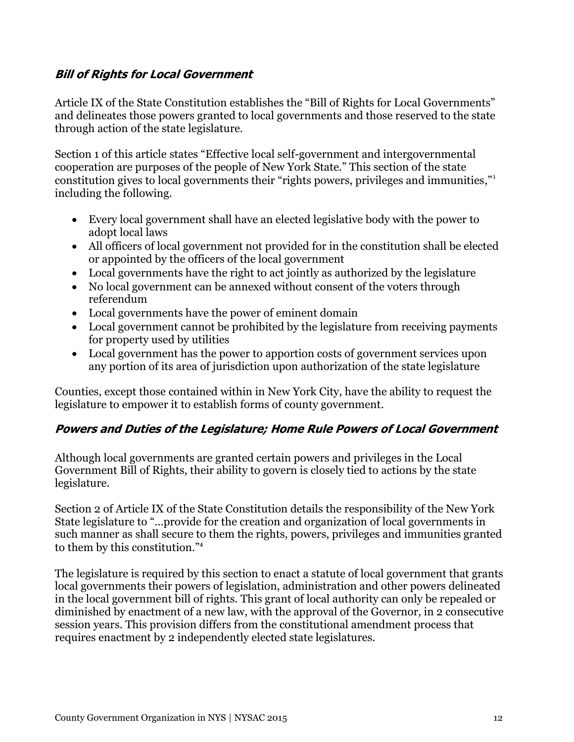### *Bill of Rights for Local Government*

Article IX of the State Constitution establishes the "Bill of Rights for Local Governments" and delineates those powers granted to local governments and those reserved to the state through action of the state legislature.

Section 1 of this article states "Effective local self-government and intergovernmental cooperation are purposes of the people of New York State." This section of the state constitution gives to local governments their "rights powers, privileges and immunities,"[3] including the following.

- Every local government shall have an elected legislative body with the power to adopt local laws
- All officers of local government not provided for in the constitution shall be elected or appointed by the officers of the local government
- Local governments have the right to act jointly as authorized by the legislature
- No local government can be annexed without consent of the voters through referendum
- Local governments have the power of eminent domain
- Local government cannot be prohibited by the legislature from receiving payments for property used by utilities
- Local government has the power to apportion costs of government services upon any portion of its area of jurisdiction upon authorization of the state legislature

Counties, except those contained within in New York City, have the ability to request the legislature to empower it to establish forms of county government.

### *Powers and Duties of the Legislature; Home Rule Powers of Local Government*

Although local governments are granted certain powers and privileges in the Local Government Bill of Rights, their ability to govern is closely tied to actions by the state legislature.

Section 2 of Article IX of the State Constitution details the responsibility of the New York State legislature to "...provide for the creation and organization of local governments in such manner as shall secure to them the rights, powers, privileges and immunities granted to them by this constitution."[4]

The legislature is required by this section to enact a statute of local government that grants local governments their powers of legislation, administration and other powers delineated in the local government bill of rights. This grant of local authority can only be repealed or diminished by enactment of a new law, with the approval of the Governor, in 2 consecutive session years. This provision differs from the constitutional amendment process that requires enactment by 2 independently elected state legislatures.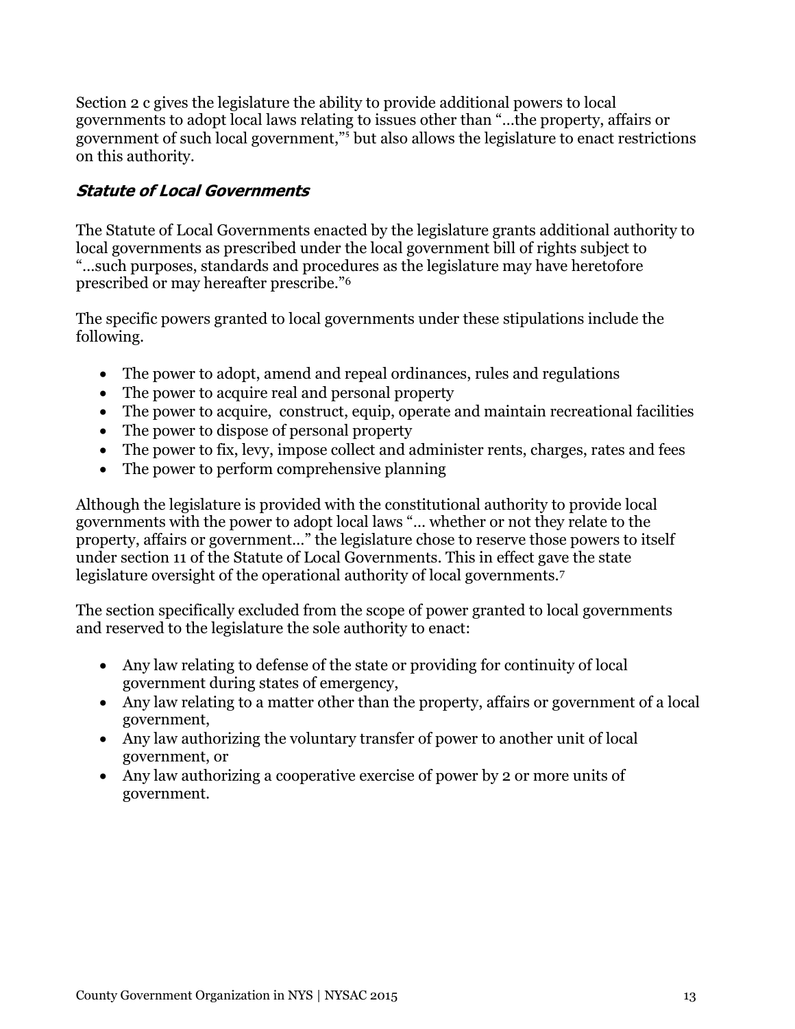Section 2 c gives the legislature the ability to provide additional powers to local governments to adopt local laws relating to issues other than "…the property, affairs or government of such local government,"[5] but also allows the legislature to enact restrictions on this authority.

### *Statute of Local Governments*

The Statute of Local Governments enacted by the legislature grants additional authority to local governments as prescribed under the local government bill of rights subject to "…such purposes, standards and procedures as the legislature may have heretofore prescribed or may hereafter prescribe."[6]

The specific powers granted to local governments under these stipulations include the following.

- The power to adopt, amend and repeal ordinances, rules and regulations
- The power to acquire real and personal property
- The power to acquire, construct, equip, operate and maintain recreational facilities
- The power to dispose of personal property
- The power to fix, levy, impose collect and administer rents, charges, rates and fees
- The power to perform comprehensive planning

Although the legislature is provided with the constitutional authority to provide local governments with the power to adopt local laws "… whether or not they relate to the property, affairs or government…" the legislature chose to reserve those powers to itself under section 11 of the Statute of Local Governments. This in effect gave the state legislature oversight of the operational authority of local governments.[7]

The section specifically excluded from the scope of power granted to local governments and reserved to the legislature the sole authority to enact:

- Any law relating to defense of the state or providing for continuity of local government during states of emergency,
- Any law relating to a matter other than the property, affairs or government of a local government,
- Any law authorizing the voluntary transfer of power to another unit of local government, or
- Any law authorizing a cooperative exercise of power by 2 or more units of government.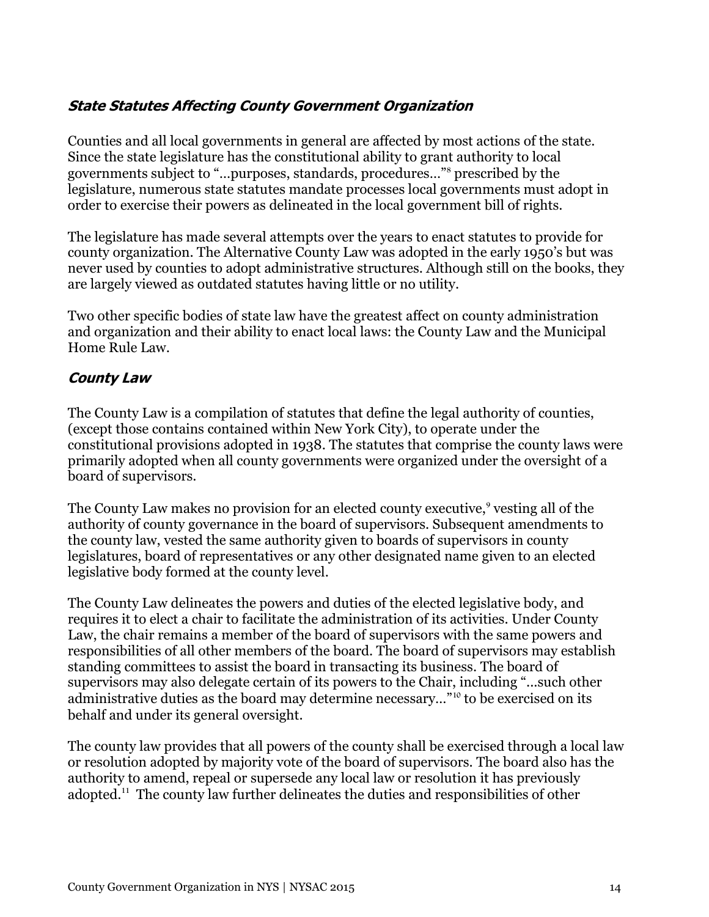### *State Statutes Affecting County Government Organization*

Counties and all local governments in general are affected by most actions of the state. Since the state legislature has the constitutional ability to grant authority to local governments subject to "…purposes, standards, procedures…"[8] prescribed by the legislature, numerous state statutes mandate processes local governments must adopt in order to exercise their powers as delineated in the local government bill of rights.

The legislature has made several attempts over the years to enact statutes to provide for county organization. The Alternative County Law was adopted in the early 1950's but was never used by counties to adopt administrative structures. Although still on the books, they are largely viewed as outdated statutes having little or no utility.

Two other specific bodies of state law have the greatest affect on county administration and organization and their ability to enact local laws: the County Law and the Municipal Home Rule Law.

### *County Law*

The County Law is a compilation of statutes that define the legal authority of counties, (except those contains contained within New York City), to operate under the constitutional provisions adopted in 1938. The statutes that comprise the county laws were primarily adopted when all county governments were organized under the oversight of a board of supervisors.

The County Law makes no provision for an elected county executive,[9] vesting all of the authority of county governance in the board of supervisors. Subsequent amendments to the county law, vested the same authority given to boards of supervisors in county legislatures, board of representatives or any other designated name given to an elected legislative body formed at the county level.

The County Law delineates the powers and duties of the elected legislative body, and requires it to elect a chair to facilitate the administration of its activities. Under County Law, the chair remains a member of the board of supervisors with the same powers and responsibilities of all other members of the board. The board of supervisors may establish standing committees to assist the board in transacting its business. The board of supervisors may also delegate certain of its powers to the Chair, including "…such other administrative duties as the board may determine necessary…"[10] to be exercised on its behalf and under its general oversight.

The county law provides that all powers of the county shall be exercised through a local law or resolution adopted by majority vote of the board of supervisors. The board also has the authority to amend, repeal or supersede any local law or resolution it has previously adopted.[11] The county law further delineates the duties and responsibilities of other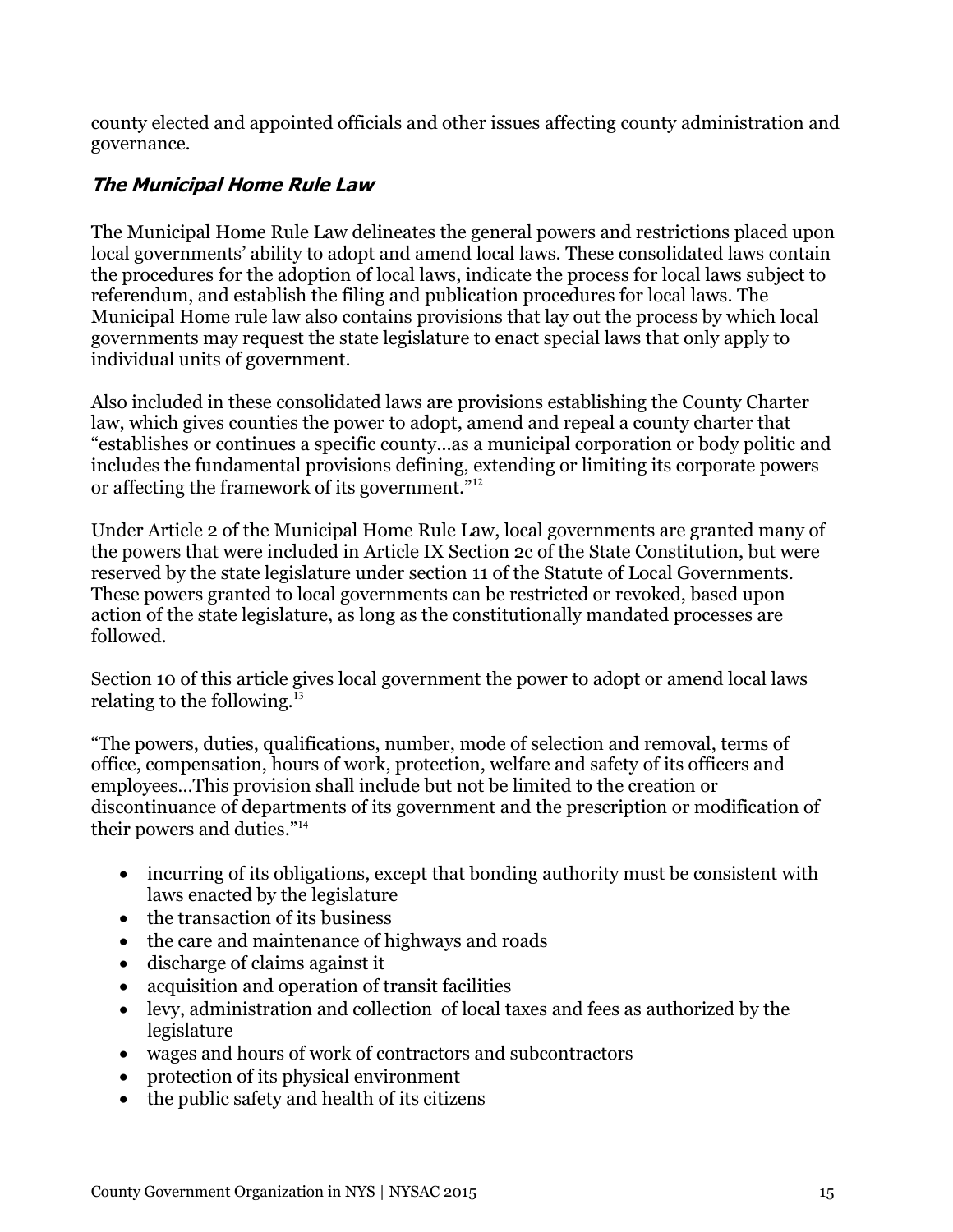county elected and appointed officials and other issues affecting county administration and governance.

### *The Municipal Home Rule Law*

The Municipal Home Rule Law delineates the general powers and restrictions placed upon local governments' ability to adopt and amend local laws. These consolidated laws contain the procedures for the adoption of local laws, indicate the process for local laws subject to referendum, and establish the filing and publication procedures for local laws. The Municipal Home rule law also contains provisions that lay out the process by which local governments may request the state legislature to enact special laws that only apply to individual units of government.

Also included in these consolidated laws are provisions establishing the County Charter law, which gives counties the power to adopt, amend and repeal a county charter that "establishes or continues a specific county…as a municipal corporation or body politic and includes the fundamental provisions defining, extending or limiting its corporate powers or affecting the framework of its government."[12]

Under Article 2 of the Municipal Home Rule Law, local governments are granted many of the powers that were included in Article IX Section 2c of the State Constitution, but were reserved by the state legislature under section 11 of the Statute of Local Governments. These powers granted to local governments can be restricted or revoked, based upon action of the state legislature, as long as the constitutionally mandated processes are followed.

Section 10 of this article gives local government the power to adopt or amend local laws relating to the following.[13]

"The powers, duties, qualifications, number, mode of selection and removal, terms of office, compensation, hours of work, protection, welfare and safety of its officers and employees…This provision shall include but not be limited to the creation or discontinuance of departments of its government and the prescription or modification of their powers and duties."[14]

- incurring of its obligations, except that bonding authority must be consistent with laws enacted by the legislature
- the transaction of its business
- the care and maintenance of highways and roads
- discharge of claims against it
- acquisition and operation of transit facilities
- levy, administration and collection of local taxes and fees as authorized by the legislature
- wages and hours of work of contractors and subcontractors
- protection of its physical environment
- the public safety and health of its citizens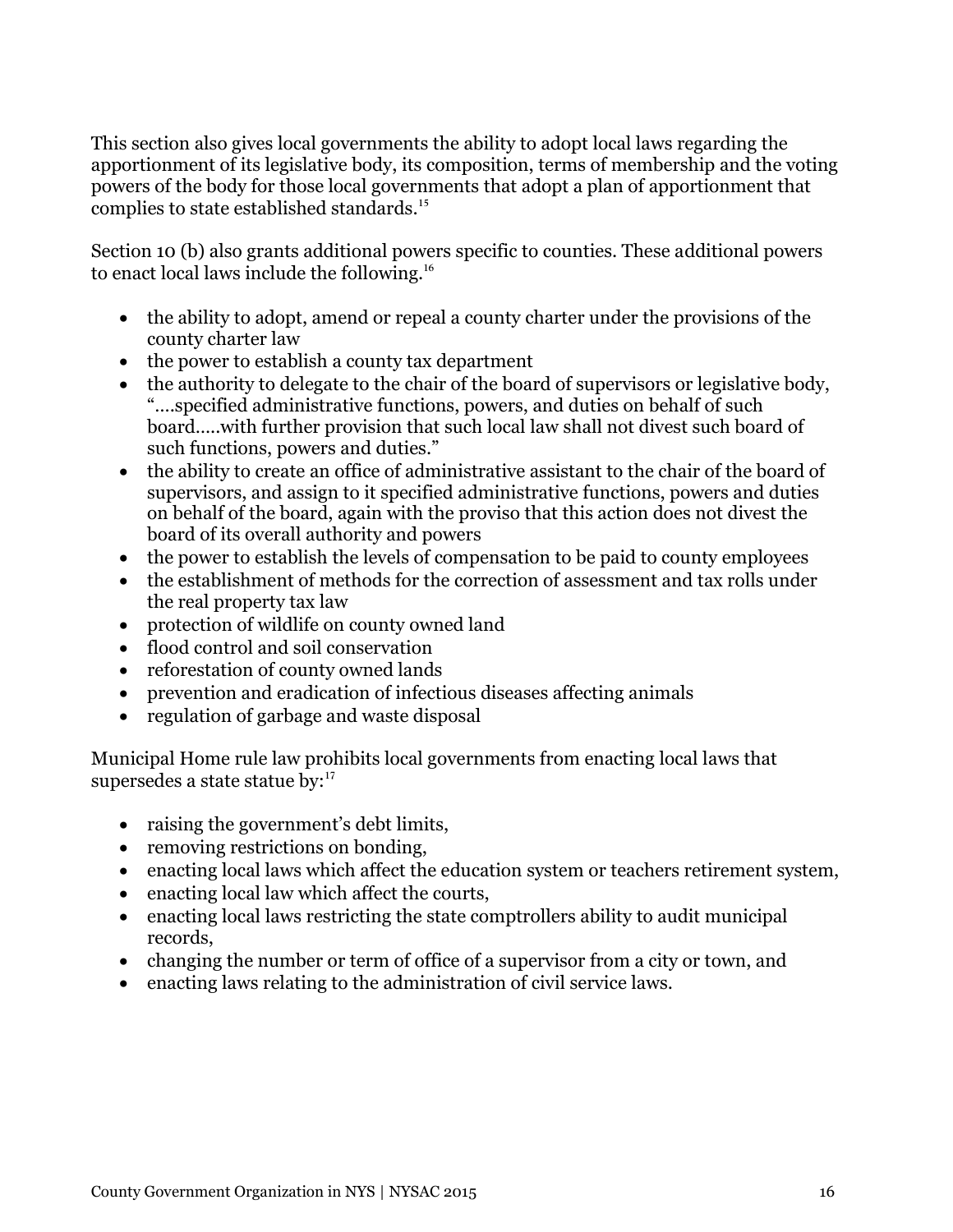This section also gives local governments the ability to adopt local laws regarding the apportionment of its legislative body, its composition, terms of membership and the voting powers of the body for those local governments that adopt a plan of apportionment that complies to state established standards.[15]

Section 10 (b) also grants additional powers specific to counties. These additional powers to enact local laws include the following.[16]

- the ability to adopt, amend or repeal a county charter under the provisions of the county charter law
- the power to establish a county tax department
- the authority to delegate to the chair of the board of supervisors or legislative body, "….specified administrative functions, powers, and duties on behalf of such board…..with further provision that such local law shall not divest such board of such functions, powers and duties."
- the ability to create an office of administrative assistant to the chair of the board of supervisors, and assign to it specified administrative functions, powers and duties on behalf of the board, again with the proviso that this action does not divest the board of its overall authority and powers
- the power to establish the levels of compensation to be paid to county employees
- the establishment of methods for the correction of assessment and tax rolls under the real property tax law
- protection of wildlife on county owned land
- flood control and soil conservation
- reforestation of county owned lands
- prevention and eradication of infectious diseases affecting animals
- regulation of garbage and waste disposal

Municipal Home rule law prohibits local governments from enacting local laws that supersedes a state statue by:[17]

- raising the government's debt limits,
- removing restrictions on bonding,
- enacting local laws which affect the education system or teachers retirement system,
- enacting local law which affect the courts,
- enacting local laws restricting the state comptrollers ability to audit municipal records,
- changing the number or term of office of a supervisor from a city or town, and
- enacting laws relating to the administration of civil service laws.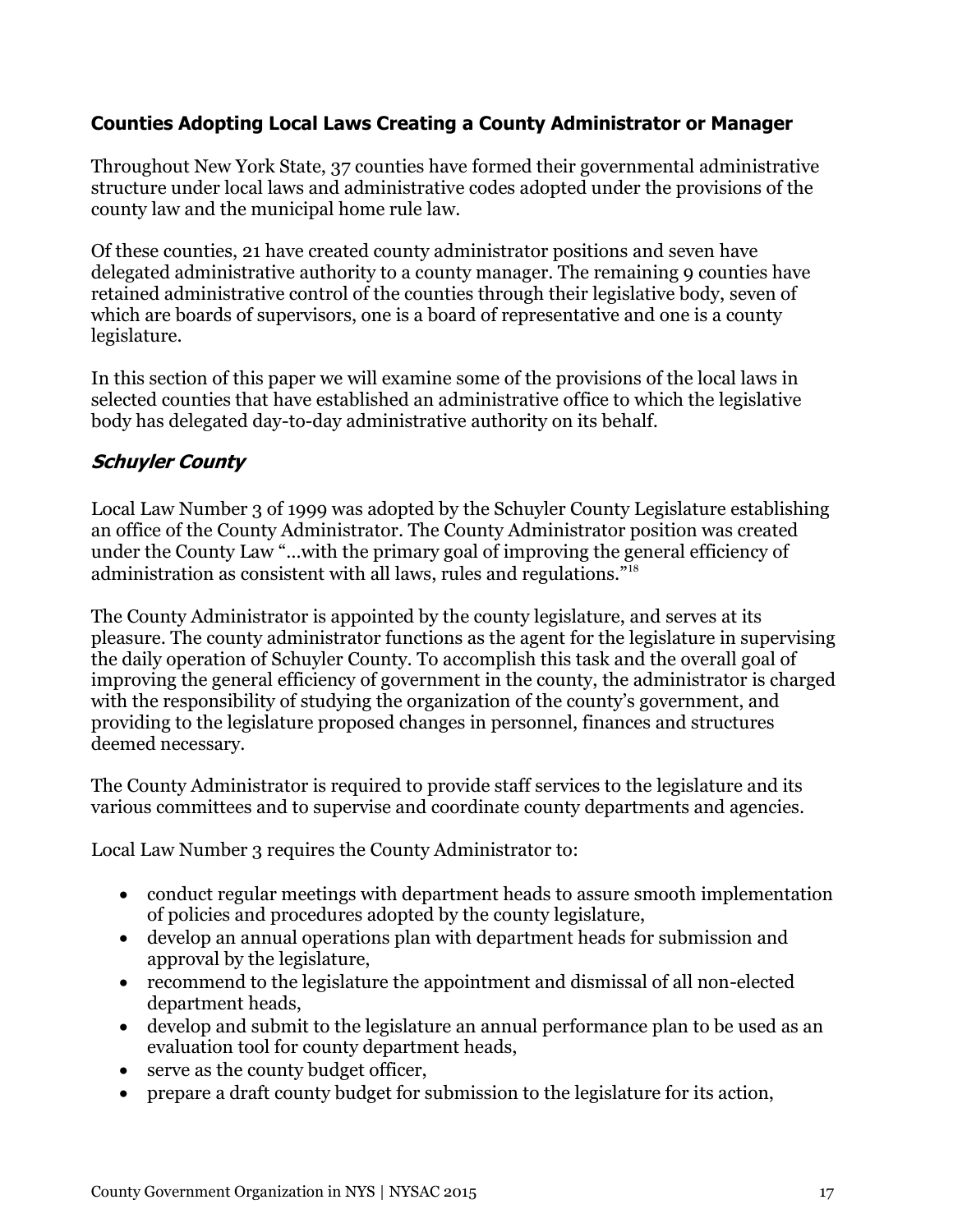### Counties Adopting Local Laws Creating a County Administrator or Manager

Throughout New York State, 37 counties have formed their governmental administrative structure under local laws and administrative codes adopted under the provisions of the county law and the municipal home rule law.

Of these counties, 21 have created county administrator positions and seven have delegated administrative authority to a county manager. The remaining 9 counties have retained administrative control of the counties through their legislative body, seven of which are boards of supervisors, one is a board of representative and one is a county legislature.

In this section of this paper we will examine some of the provisions of the local laws in selected counties that have established an administrative office to which the legislative body has delegated day-to-day administrative authority on its behalf.

### *Schuyler County*

Local Law Number 3 of 1999 was adopted by the Schuyler County Legislature establishing an office of the County Administrator. The County Administrator position was created under the County Law "…with the primary goal of improving the general efficiency of administration as consistent with all laws, rules and regulations."[18]

The County Administrator is appointed by the county legislature, and serves at its pleasure. The county administrator functions as the agent for the legislature in supervising the daily operation of Schuyler County. To accomplish this task and the overall goal of improving the general efficiency of government in the county, the administrator is charged with the responsibility of studying the organization of the county's government, and providing to the legislature proposed changes in personnel, finances and structures deemed necessary.

The County Administrator is required to provide staff services to the legislature and its various committees and to supervise and coordinate county departments and agencies.

Local Law Number 3 requires the County Administrator to:

- conduct regular meetings with department heads to assure smooth implementation of policies and procedures adopted by the county legislature,
- develop an annual operations plan with department heads for submission and approval by the legislature,
- recommend to the legislature the appointment and dismissal of all non-elected department heads,
- develop and submit to the legislature an annual performance plan to be used as an evaluation tool for county department heads,
- serve as the county budget officer,
- prepare a draft county budget for submission to the legislature for its action,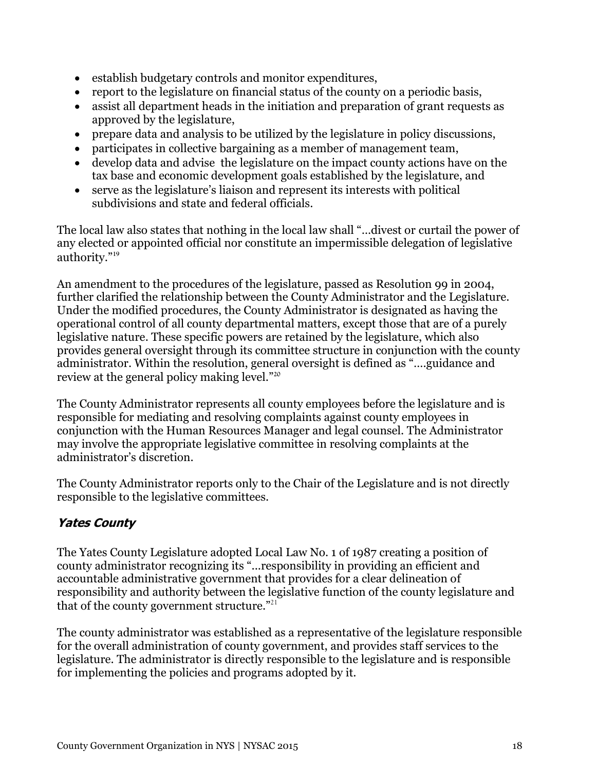- establish budgetary controls and monitor expenditures,
- report to the legislature on financial status of the county on a periodic basis,
- assist all department heads in the initiation and preparation of grant requests as approved by the legislature,
- prepare data and analysis to be utilized by the legislature in policy discussions,
- participates in collective bargaining as a member of management team,
- develop data and advise the legislature on the impact county actions have on the tax base and economic development goals established by the legislature, and
- serve as the legislature's liaison and represent its interests with political subdivisions and state and federal officials.

The local law also states that nothing in the local law shall "...divest or curtail the power of any elected or appointed official nor constitute an impermissible delegation of legislative authority."[19]

An amendment to the procedures of the legislature, passed as Resolution 99 in 2004, further clarified the relationship between the County Administrator and the Legislature. Under the modified procedures, the County Administrator is designated as having the operational control of all county departmental matters, except those that are of a purely legislative nature. These specific powers are retained by the legislature, which also provides general oversight through its committee structure in conjunction with the county administrator. Within the resolution, general oversight is defined as "....guidance and review at the general policy making level."[20]

The County Administrator represents all county employees before the legislature and is responsible for mediating and resolving complaints against county employees in conjunction with the Human Resources Manager and legal counsel. The Administrator may involve the appropriate legislative committee in resolving complaints at the administrator's discretion.

The County Administrator reports only to the Chair of the Legislature and is not directly responsible to the legislative committees.

### *Yates County*

The Yates County Legislature adopted Local Law No. 1 of 1987 creating a position of county administrator recognizing its "...responsibility in providing an efficient and accountable administrative government that provides for a clear delineation of responsibility and authority between the legislative function of the county legislature and that of the county government structure."[21]

The county administrator was established as a representative of the legislature responsible for the overall administration of county government, and provides staff services to the legislature. The administrator is directly responsible to the legislature and is responsible for implementing the policies and programs adopted by it.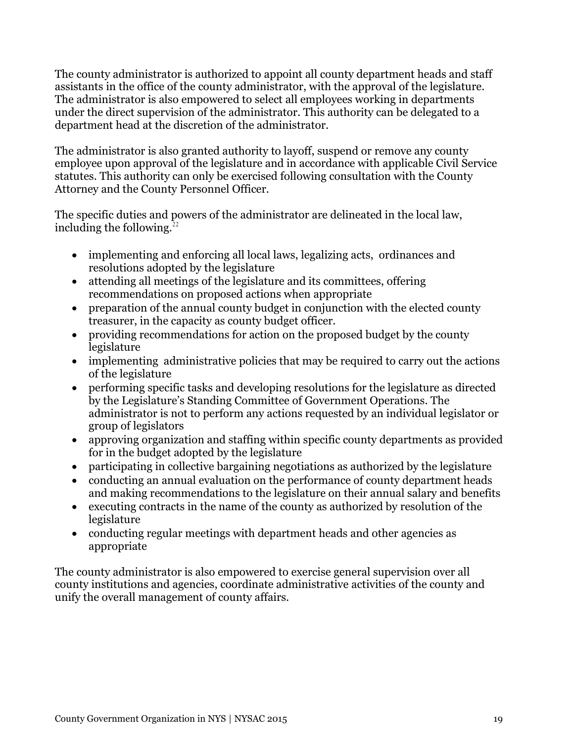The county administrator is authorized to appoint all county department heads and staff assistants in the office of the county administrator, with the approval of the legislature. The administrator is also empowered to select all employees working in departments under the direct supervision of the administrator. This authority can be delegated to a department head at the discretion of the administrator.

The administrator is also granted authority to layoff, suspend or remove any county employee upon approval of the legislature and in accordance with applicable Civil Service statutes. This authority can only be exercised following consultation with the County Attorney and the County Personnel Officer.

The specific duties and powers of the administrator are delineated in the local law, including the following.[22]

- implementing and enforcing all local laws, legalizing acts, ordinances and resolutions adopted by the legislature
- attending all meetings of the legislature and its committees, offering recommendations on proposed actions when appropriate
- preparation of the annual county budget in conjunction with the elected county treasurer, in the capacity as county budget officer.
- providing recommendations for action on the proposed budget by the county legislature
- implementing administrative policies that may be required to carry out the actions of the legislature
- performing specific tasks and developing resolutions for the legislature as directed by the Legislature's Standing Committee of Government Operations. The administrator is not to perform any actions requested by an individual legislator or group of legislators
- approving organization and staffing within specific county departments as provided for in the budget adopted by the legislature
- participating in collective bargaining negotiations as authorized by the legislature
- conducting an annual evaluation on the performance of county department heads and making recommendations to the legislature on their annual salary and benefits
- executing contracts in the name of the county as authorized by resolution of the legislature
- conducting regular meetings with department heads and other agencies as appropriate

The county administrator is also empowered to exercise general supervision over all county institutions and agencies, coordinate administrative activities of the county and unify the overall management of county affairs.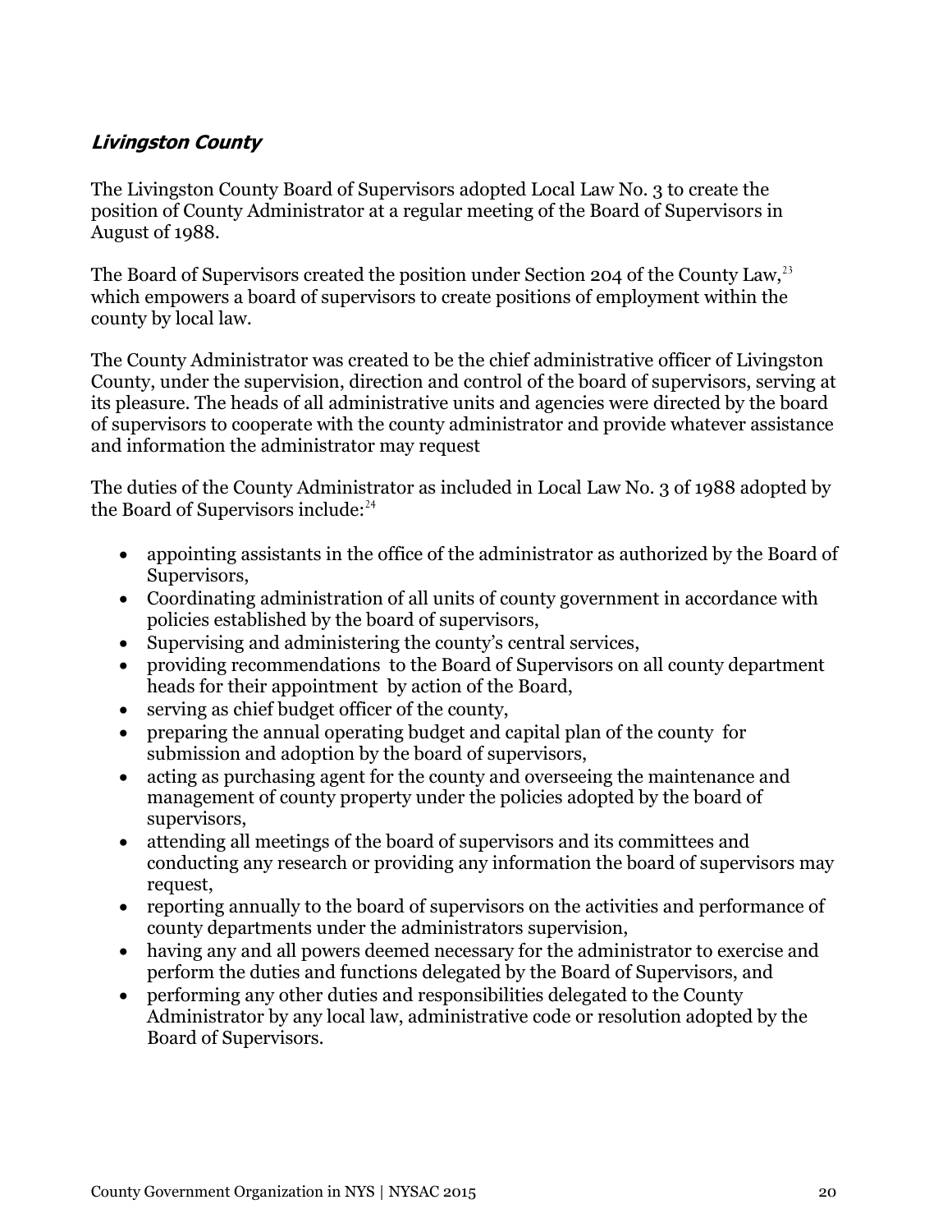### ***Livingston County***

The Livingston County Board of Supervisors adopted Local Law No. 3 to create the position of County Administrator at a regular meeting of the Board of Supervisors in August of 1988.

The Board of Supervisors created the position under Section 204 of the County Law,[23] which empowers a board of supervisors to create positions of employment within the county by local law.

The County Administrator was created to be the chief administrative officer of Livingston County, under the supervision, direction and control of the board of supervisors, serving at its pleasure. The heads of all administrative units and agencies were directed by the board of supervisors to cooperate with the county administrator and provide whatever assistance and information the administrator may request

The duties of the County Administrator as included in Local Law No. 3 of 1988 adopted by the Board of Supervisors include:[24]

- appointing assistants in the office of the administrator as authorized by the Board of Supervisors,
- Coordinating administration of all units of county government in accordance with policies established by the board of supervisors,
- Supervising and administering the county's central services,
- providing recommendations to the Board of Supervisors on all county department heads for their appointment by action of the Board,
- serving as chief budget officer of the county,
- preparing the annual operating budget and capital plan of the county for submission and adoption by the board of supervisors,
- acting as purchasing agent for the county and overseeing the maintenance and management of county property under the policies adopted by the board of supervisors,
- attending all meetings of the board of supervisors and its committees and conducting any research or providing any information the board of supervisors may request,
- reporting annually to the board of supervisors on the activities and performance of county departments under the administrators supervision,
- having any and all powers deemed necessary for the administrator to exercise and perform the duties and functions delegated by the Board of Supervisors, and
- performing any other duties and responsibilities delegated to the County Administrator by any local law, administrative code or resolution adopted by the Board of Supervisors.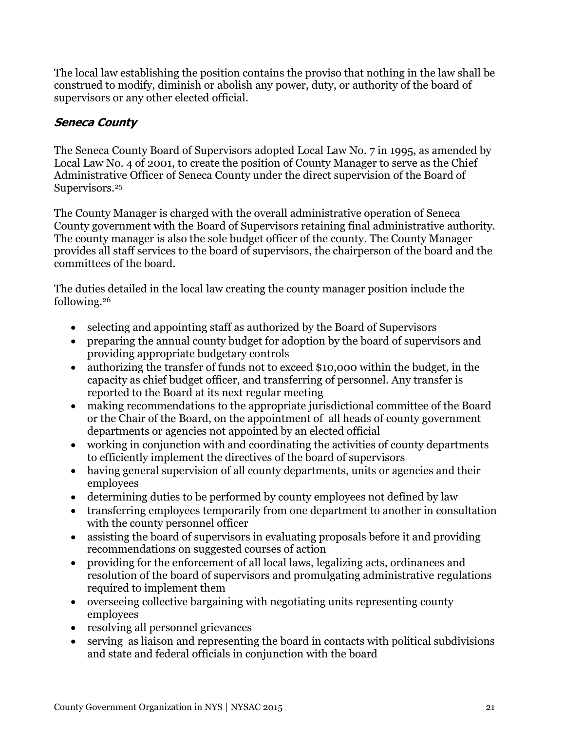The local law establishing the position contains the proviso that nothing in the law shall be construed to modify, diminish or abolish any power, duty, or authority of the board of supervisors or any other elected official.

### *Seneca County*

The Seneca County Board of Supervisors adopted Local Law No. 7 in 1995, as amended by Local Law No. 4 of 2001, to create the position of County Manager to serve as the Chief Administrative Officer of Seneca County under the direct supervision of the Board of Supervisors.[25]

The County Manager is charged with the overall administrative operation of Seneca County government with the Board of Supervisors retaining final administrative authority. The county manager is also the sole budget officer of the county. The County Manager provides all staff services to the board of supervisors, the chairperson of the board and the committees of the board.

The duties detailed in the local law creating the county manager position include the following.[26]

- selecting and appointing staff as authorized by the Board of Supervisors
- preparing the annual county budget for adoption by the board of supervisors and providing appropriate budgetary controls
- authorizing the transfer of funds not to exceed $10,000 within the budget, in the capacity as chief budget officer, and transferring of personnel. Any transfer is reported to the Board at its next regular meeting
- making recommendations to the appropriate jurisdictional committee of the Board or the Chair of the Board, on the appointment of all heads of county government departments or agencies not appointed by an elected official
- working in conjunction with and coordinating the activities of county departments to efficiently implement the directives of the board of supervisors
- having general supervision of all county departments, units or agencies and their employees
- determining duties to be performed by county employees not defined by law
- transferring employees temporarily from one department to another in consultation with the county personnel officer
- assisting the board of supervisors in evaluating proposals before it and providing recommendations on suggested courses of action
- providing for the enforcement of all local laws, legalizing acts, ordinances and resolution of the board of supervisors and promulgating administrative regulations required to implement them
- overseeing collective bargaining with negotiating units representing county employees
- resolving all personnel grievances
- serving as liaison and representing the board in contacts with political subdivisions and state and federal officials in conjunction with the board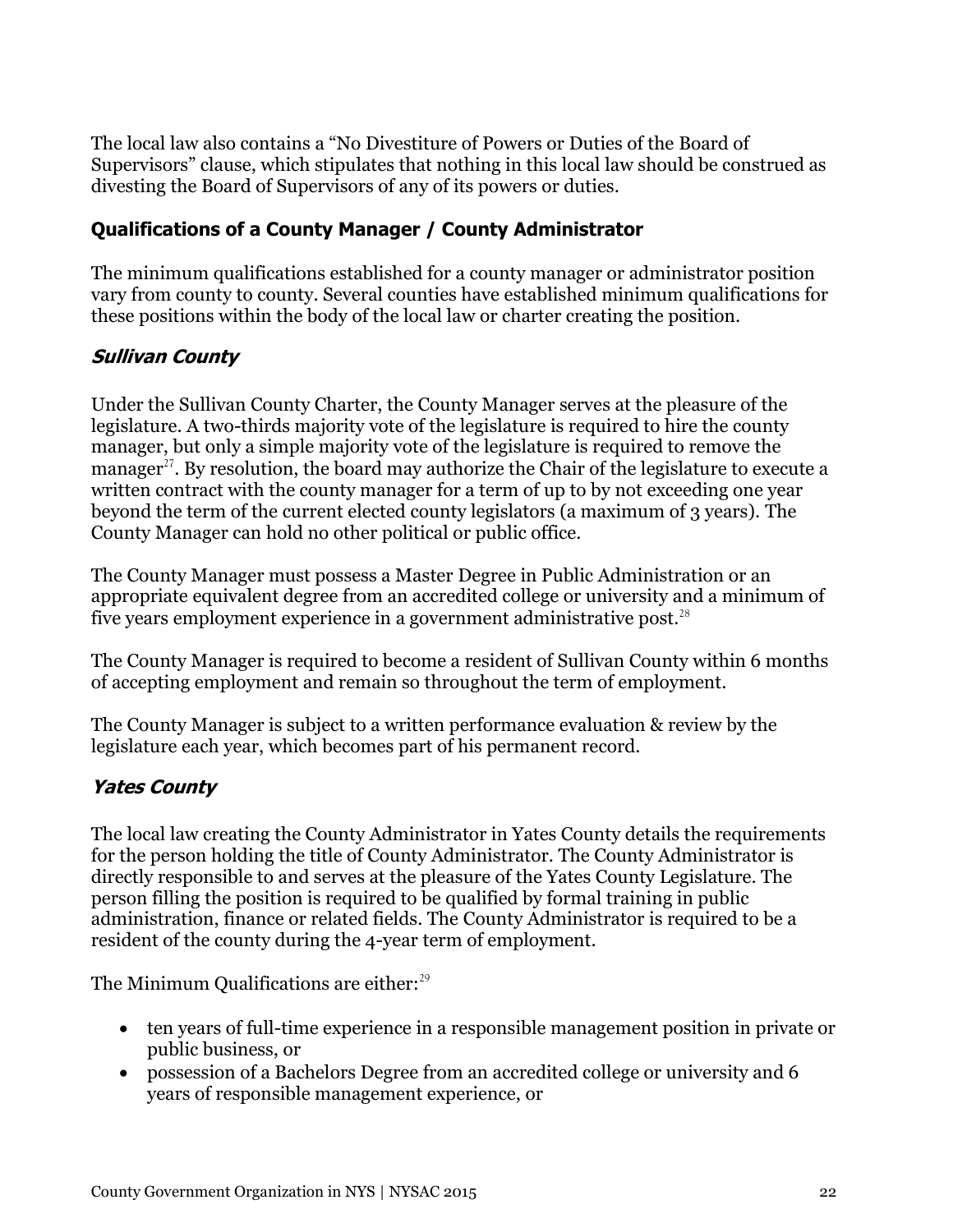The local law also contains a "No Divestiture of Powers or Duties of the Board of Supervisors" clause, which stipulates that nothing in this local law should be construed as divesting the Board of Supervisors of any of its powers or duties.

### Qualifications of a County Manager / County Administrator

The minimum qualifications established for a county manager or administrator position vary from county to county. Several counties have established minimum qualifications for these positions within the body of the local law or charter creating the position.

#### *Sullivan County*

Under the Sullivan County Charter, the County Manager serves at the pleasure of the legislature. A two-thirds majority vote of the legislature is required to hire the county manager, but only a simple majority vote of the legislature is required to remove the manager[27]. By resolution, the board may authorize the Chair of the legislature to execute a written contract with the county manager for a term of up to by not exceeding one year beyond the term of the current elected county legislators (a maximum of 3 years). The County Manager can hold no other political or public office.

The County Manager must possess a Master Degree in Public Administration or an appropriate equivalent degree from an accredited college or university and a minimum of five years employment experience in a government administrative post.[28]

The County Manager is required to become a resident of Sullivan County within 6 months of accepting employment and remain so throughout the term of employment.

The County Manager is subject to a written performance evaluation & review by the legislature each year, which becomes part of his permanent record.

#### *Yates County*

The local law creating the County Administrator in Yates County details the requirements for the person holding the title of County Administrator. The County Administrator is directly responsible to and serves at the pleasure of the Yates County Legislature. The person filling the position is required to be qualified by formal training in public administration, finance or related fields. The County Administrator is required to be a resident of the county during the 4-year term of employment.

The Minimum Qualifications are either:[29]

- ten years of full-time experience in a responsible management position in private or public business, or
- possession of a Bachelors Degree from an accredited college or university and 6 years of responsible management experience, or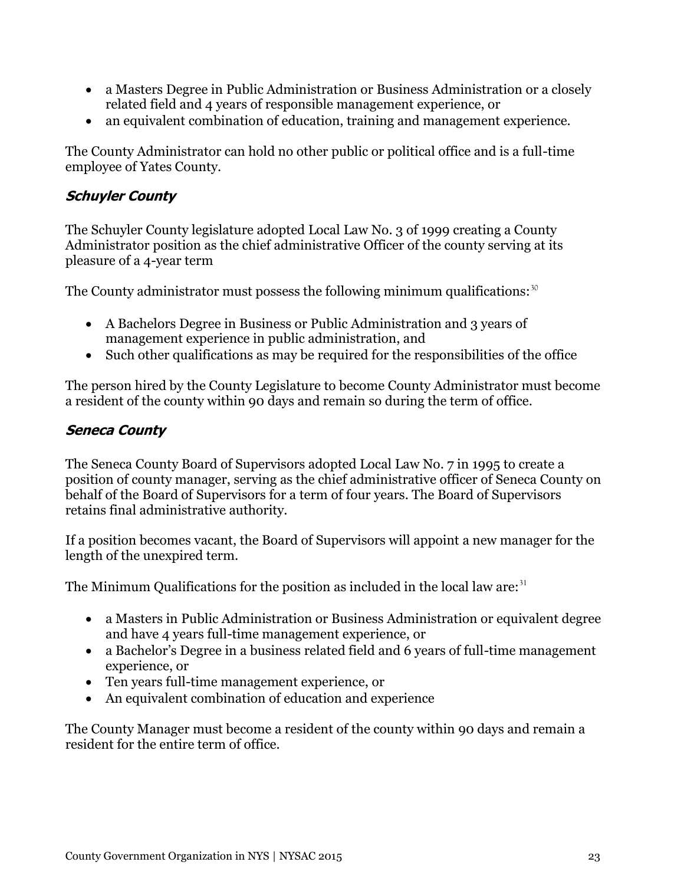- a Masters Degree in Public Administration or Business Administration or a closely related field and 4 years of responsible management experience, or
- an equivalent combination of education, training and management experience.

The County Administrator can hold no other public or political office and is a full-time employee of Yates County.

### *Schuyler County*

The Schuyler County legislature adopted Local Law No. 3 of 1999 creating a County Administrator position as the chief administrative Officer of the county serving at its pleasure of a 4-year term

The County administrator must possess the following minimum qualifications:[30]

- A Bachelors Degree in Business or Public Administration and 3 years of management experience in public administration, and
- Such other qualifications as may be required for the responsibilities of the office

The person hired by the County Legislature to become County Administrator must become a resident of the county within 90 days and remain so during the term of office.

### *Seneca County*

The Seneca County Board of Supervisors adopted Local Law No. 7 in 1995 to create a position of county manager, serving as the chief administrative officer of Seneca County on behalf of the Board of Supervisors for a term of four years. The Board of Supervisors retains final administrative authority.

If a position becomes vacant, the Board of Supervisors will appoint a new manager for the length of the unexpired term.

The Minimum Qualifications for the position as included in the local law are:[31]

- a Masters in Public Administration or Business Administration or equivalent degree and have 4 years full-time management experience, or
- a Bachelor's Degree in a business related field and 6 years of full-time management experience, or
- Ten years full-time management experience, or
- An equivalent combination of education and experience

The County Manager must become a resident of the county within 90 days and remain a resident for the entire term of office.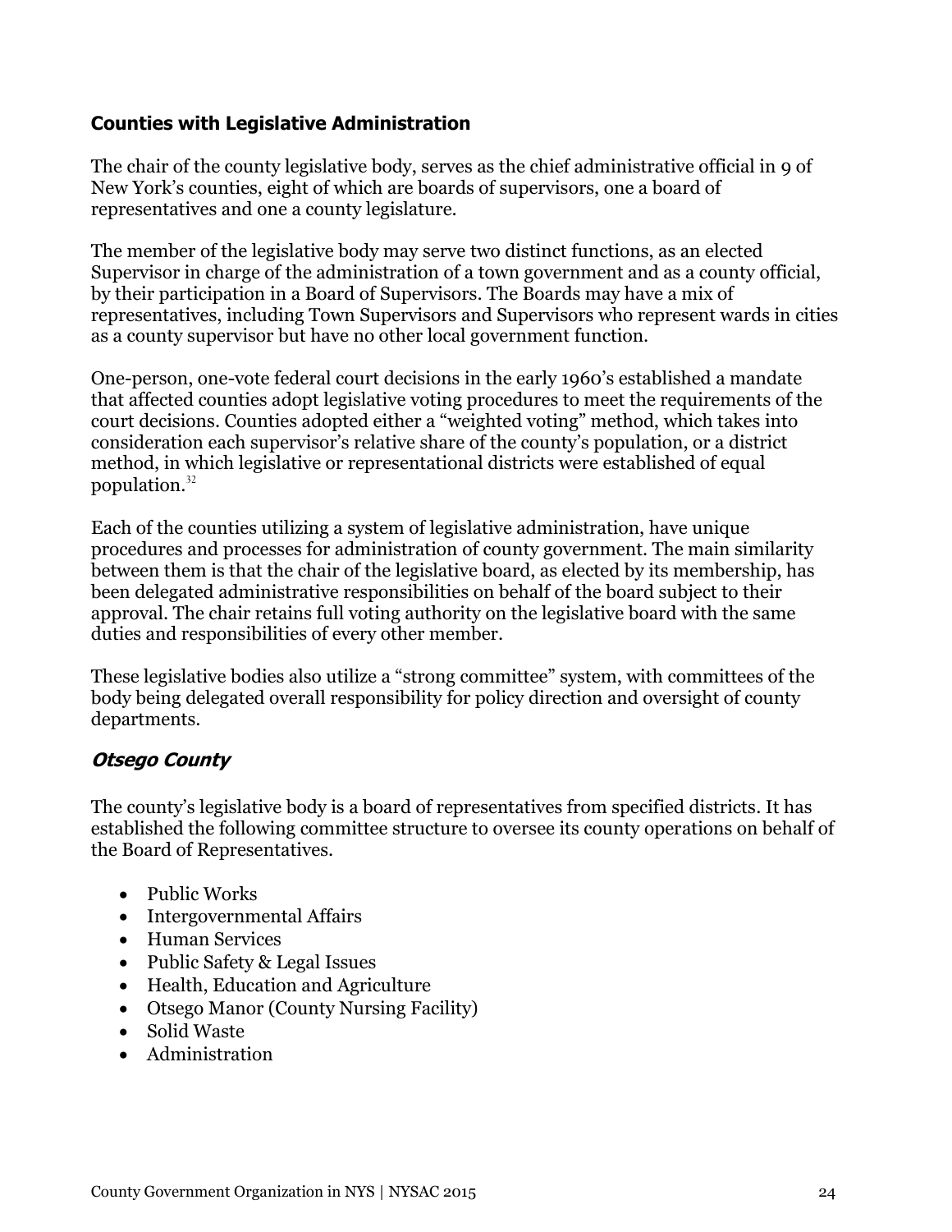### **Counties with Legislative Administration**

The chair of the county legislative body, serves as the chief administrative official in 9 of New York's counties, eight of which are boards of supervisors, one a board of representatives and one a county legislature.

The member of the legislative body may serve two distinct functions, as an elected Supervisor in charge of the administration of a town government and as a county official, by their participation in a Board of Supervisors. The Boards may have a mix of representatives, including Town Supervisors and Supervisors who represent wards in cities as a county supervisor but have no other local government function.

One-person, one-vote federal court decisions in the early 1960's established a mandate that affected counties adopt legislative voting procedures to meet the requirements of the court decisions. Counties adopted either a "weighted voting" method, which takes into consideration each supervisor's relative share of the county's population, or a district method, in which legislative or representational districts were established of equal population.[32]

Each of the counties utilizing a system of legislative administration, have unique procedures and processes for administration of county government. The main similarity between them is that the chair of the legislative board, as elected by its membership, has been delegated administrative responsibilities on behalf of the board subject to their approval. The chair retains full voting authority on the legislative board with the same duties and responsibilities of every other member.

These legislative bodies also utilize a "strong committee" system, with committees of the body being delegated overall responsibility for policy direction and oversight of county departments.

#### ***Otsego County***

The county's legislative body is a board of representatives from specified districts. It has established the following committee structure to oversee its county operations on behalf of the Board of Representatives.

- Public Works
- Intergovernmental Affairs
- Human Services
- Public Safety & Legal Issues
- Health, Education and Agriculture
- Otsego Manor (County Nursing Facility)
- Solid Waste
- Administration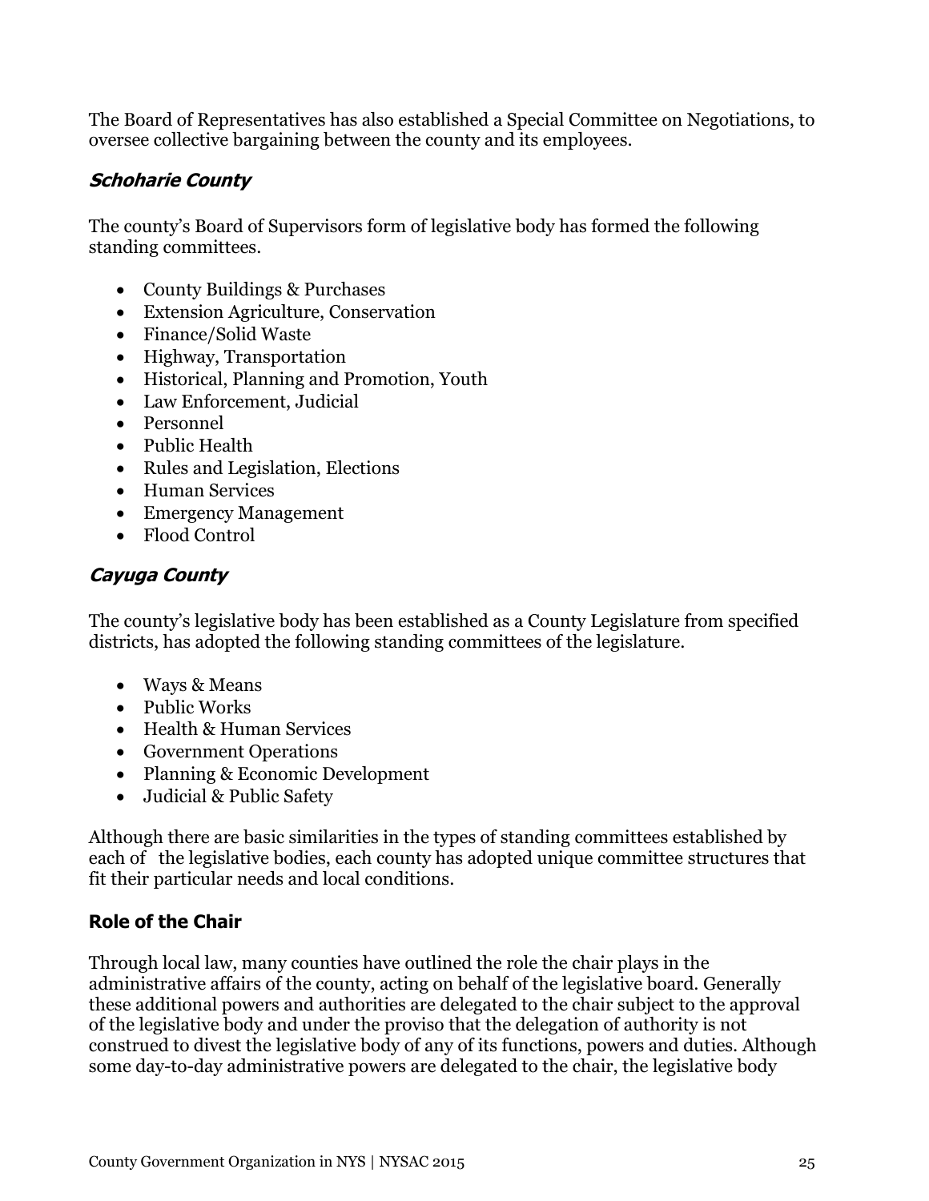The Board of Representatives has also established a Special Committee on Negotiations, to oversee collective bargaining between the county and its employees.

### *Schoharie County*

The county's Board of Supervisors form of legislative body has formed the following standing committees.

- County Buildings & Purchases
- Extension Agriculture, Conservation
- Finance/Solid Waste
- Highway, Transportation
- Historical, Planning and Promotion, Youth
- Law Enforcement, Judicial
- Personnel
- Public Health
- Rules and Legislation, Elections
- Human Services
- Emergency Management
- Flood Control

### *Cayuga County*

The county's legislative body has been established as a County Legislature from specified districts, has adopted the following standing committees of the legislature.

- Ways & Means
- Public Works
- Health & Human Services
- Government Operations
- Planning & Economic Development
- Judicial & Public Safety

Although there are basic similarities in the types of standing committees established by each of the legislative bodies, each county has adopted unique committee structures that fit their particular needs and local conditions.

## Role of the Chair

Through local law, many counties have outlined the role the chair plays in the administrative affairs of the county, acting on behalf of the legislative board. Generally these additional powers and authorities are delegated to the chair subject to the approval of the legislative body and under the proviso that the delegation of authority is not construed to divest the legislative body of any of its functions, powers and duties. Although some day-to-day administrative powers are delegated to the chair, the legislative body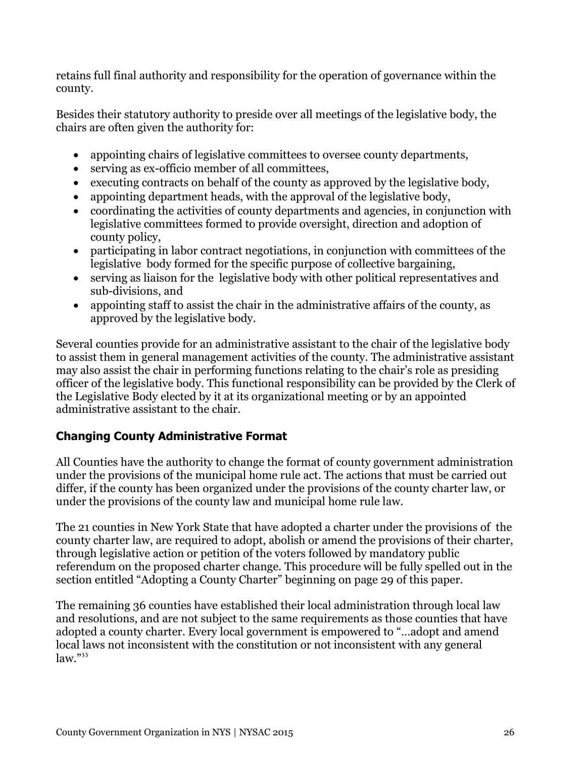retains full final authority and responsibility for the operation of governance within the county.

Besides their statutory authority to preside over all meetings of the legislative body, the chairs are often given the authority for:

- appointing chairs of legislative committees to oversee county departments,
- serving as ex-officio member of all committees,
- executing contracts on behalf of the county as approved by the legislative body,
- appointing department heads, with the approval of the legislative body,
- coordinating the activities of county departments and agencies, in conjunction with legislative committees formed to provide oversight, direction and adoption of county policy,
- participating in labor contract negotiations, in conjunction with committees of the legislative body formed for the specific purpose of collective bargaining,
- serving as liaison for the legislative body with other political representatives and sub-divisions, and
- appointing staff to assist the chair in the administrative affairs of the county, as approved by the legislative body.

Several counties provide for an administrative assistant to the chair of the legislative body to assist them in general management activities of the county. The administrative assistant may also assist the chair in performing functions relating to the chair's role as presiding officer of the legislative body. This functional responsibility can be provided by the Clerk of the Legislative Body elected by it at its organizational meeting or by an appointed administrative assistant to the chair.

## Changing County Administrative Format

All Counties have the authority to change the format of county government administration under the provisions of the municipal home rule act. The actions that must be carried out differ, if the county has been organized under the provisions of the county charter law, or under the provisions of the county law and municipal home rule law.

The 21 counties in New York State that have adopted a charter under the provisions of the county charter law, are required to adopt, abolish or amend the provisions of their charter, through legislative action or petition of the voters followed by mandatory public referendum on the proposed charter change. This procedure will be fully spelled out in the section entitled "Adopting a County Charter" beginning on page 29 of this paper.

The remaining 36 counties have established their local administration through local law and resolutions, and are not subject to the same requirements as those counties that have adopted a county charter. Every local government is empowered to "…adopt and amend local laws not inconsistent with the constitution or not inconsistent with any general law."[33]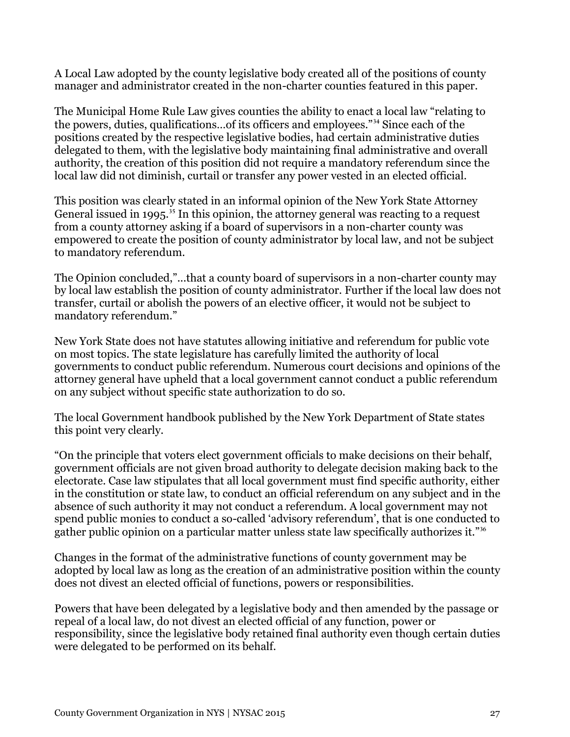A Local Law adopted by the county legislative body created all of the positions of county manager and administrator created in the non-charter counties featured in this paper.

The Municipal Home Rule Law gives counties the ability to enact a local law "relating to the powers, duties, qualifications…of its officers and employees."[34] Since each of the positions created by the respective legislative bodies, had certain administrative duties delegated to them, with the legislative body maintaining final administrative and overall authority, the creation of this position did not require a mandatory referendum since the local law did not diminish, curtail or transfer any power vested in an elected official.

This position was clearly stated in an informal opinion of the New York State Attorney General issued in 1995.[35] In this opinion, the attorney general was reacting to a request from a county attorney asking if a board of supervisors in a non-charter county was empowered to create the position of county administrator by local law, and not be subject to mandatory referendum.

The Opinion concluded,"…that a county board of supervisors in a non-charter county may by local law establish the position of county administrator. Further if the local law does not transfer, curtail or abolish the powers of an elective officer, it would not be subject to mandatory referendum."

New York State does not have statutes allowing initiative and referendum for public vote on most topics. The state legislature has carefully limited the authority of local governments to conduct public referendum. Numerous court decisions and opinions of the attorney general have upheld that a local government cannot conduct a public referendum on any subject without specific state authorization to do so.

The local Government handbook published by the New York Department of State states this point very clearly.

"On the principle that voters elect government officials to make decisions on their behalf, government officials are not given broad authority to delegate decision making back to the electorate. Case law stipulates that all local government must find specific authority, either in the constitution or state law, to conduct an official referendum on any subject and in the absence of such authority it may not conduct a referendum. A local government may not spend public monies to conduct a so-called 'advisory referendum', that is one conducted to gather public opinion on a particular matter unless state law specifically authorizes it."[36]

Changes in the format of the administrative functions of county government may be adopted by local law as long as the creation of an administrative position within the county does not divest an elected official of functions, powers or responsibilities.

Powers that have been delegated by a legislative body and then amended by the passage or repeal of a local law, do not divest an elected official of any function, power or responsibility, since the legislative body retained final authority even though certain duties were delegated to be performed on its behalf.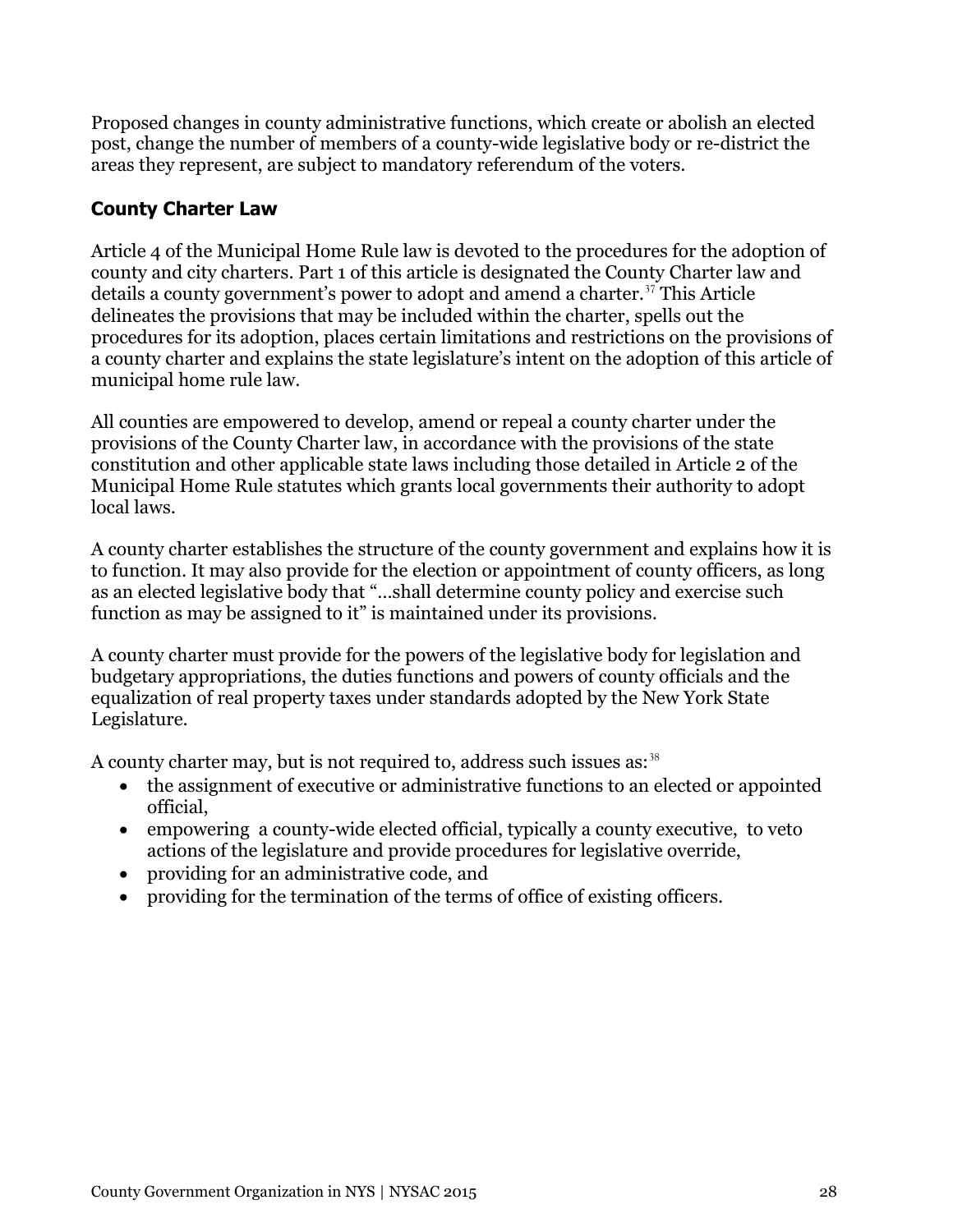Proposed changes in county administrative functions, which create or abolish an elected post, change the number of members of a county-wide legislative body or re-district the areas they represent, are subject to mandatory referendum of the voters.

### County Charter Law

Article 4 of the Municipal Home Rule law is devoted to the procedures for the adoption of county and city charters. Part 1 of this article is designated the County Charter law and details a county government's power to adopt and amend a charter.[37] This Article delineates the provisions that may be included within the charter, spells out the procedures for its adoption, places certain limitations and restrictions on the provisions of a county charter and explains the state legislature's intent on the adoption of this article of municipal home rule law.

All counties are empowered to develop, amend or repeal a county charter under the provisions of the County Charter law, in accordance with the provisions of the state constitution and other applicable state laws including those detailed in Article 2 of the Municipal Home Rule statutes which grants local governments their authority to adopt local laws.

A county charter establishes the structure of the county government and explains how it is to function. It may also provide for the election or appointment of county officers, as long as an elected legislative body that "…shall determine county policy and exercise such function as may be assigned to it" is maintained under its provisions.

A county charter must provide for the powers of the legislative body for legislation and budgetary appropriations, the duties functions and powers of county officials and the equalization of real property taxes under standards adopted by the New York State Legislature.

A county charter may, but is not required to, address such issues as:[38]

- the assignment of executive or administrative functions to an elected or appointed official,
- empowering a county-wide elected official, typically a county executive, to veto actions of the legislature and provide procedures for legislative override,
- providing for an administrative code, and
- providing for the termination of the terms of office of existing officers.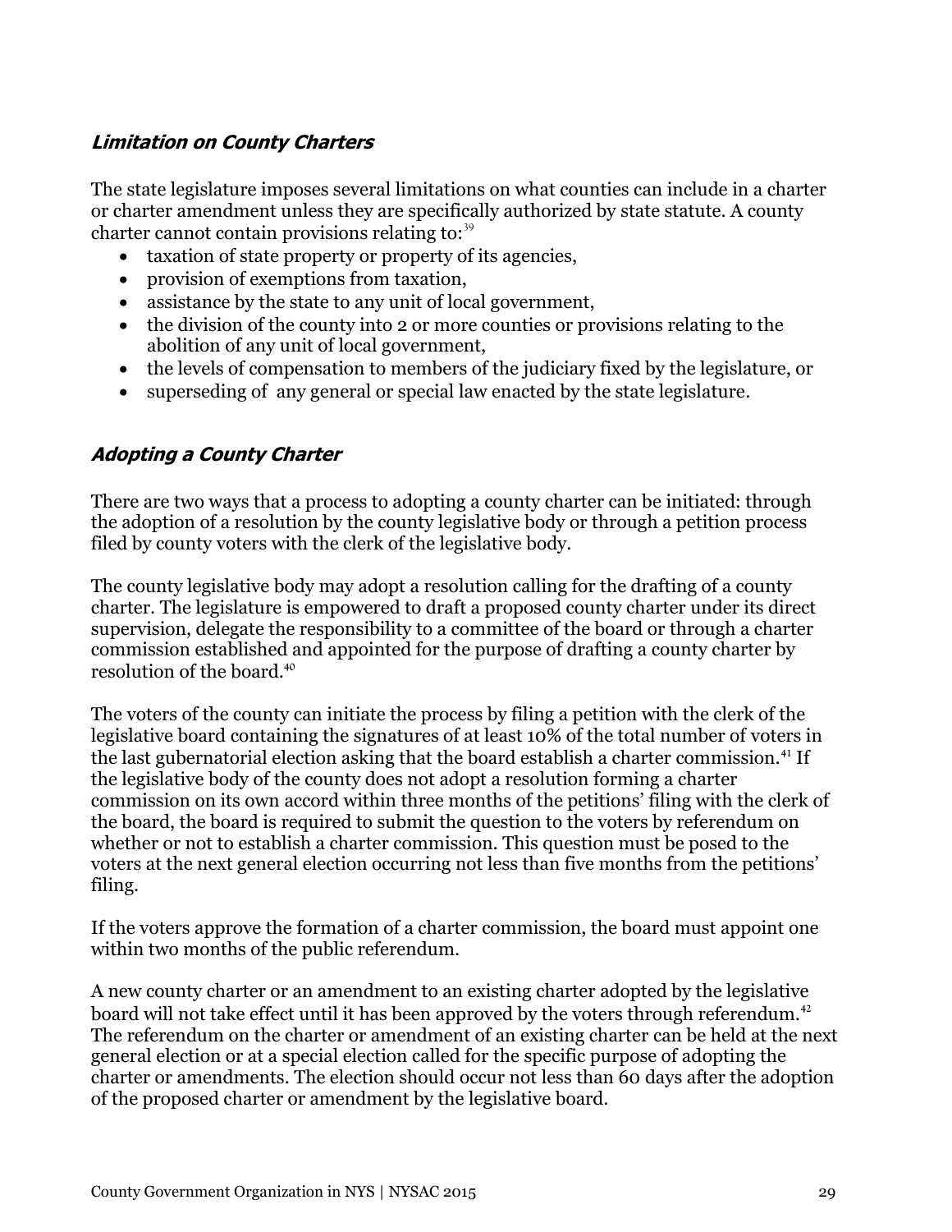### *Limitation on County Charters*

The state legislature imposes several limitations on what counties can include in a charter or charter amendment unless they are specifically authorized by state statute. A county charter cannot contain provisions relating to:[39]

- taxation of state property or property of its agencies,
- provision of exemptions from taxation,
- assistance by the state to any unit of local government,
- the division of the county into 2 or more counties or provisions relating to the abolition of any unit of local government,
- the levels of compensation to members of the judiciary fixed by the legislature, or
- superseding of any general or special law enacted by the state legislature.

### *Adopting a County Charter*

There are two ways that a process to adopting a county charter can be initiated: through the adoption of a resolution by the county legislative body or through a petition process filed by county voters with the clerk of the legislative body.

The county legislative body may adopt a resolution calling for the drafting of a county charter. The legislature is empowered to draft a proposed county charter under its direct supervision, delegate the responsibility to a committee of the board or through a charter commission established and appointed for the purpose of drafting a county charter by resolution of the board.[40]

The voters of the county can initiate the process by filing a petition with the clerk of the legislative board containing the signatures of at least 10% of the total number of voters in the last gubernatorial election asking that the board establish a charter commission.[41] If the legislative body of the county does not adopt a resolution forming a charter commission on its own accord within three months of the petitions' filing with the clerk of the board, the board is required to submit the question to the voters by referendum on whether or not to establish a charter commission. This question must be posed to the voters at the next general election occurring not less than five months from the petitions' filing.

If the voters approve the formation of a charter commission, the board must appoint one within two months of the public referendum.

A new county charter or an amendment to an existing charter adopted by the legislative board will not take effect until it has been approved by the voters through referendum.[42] The referendum on the charter or amendment of an existing charter can be held at the next general election or at a special election called for the specific purpose of adopting the charter or amendments. The election should occur not less than 60 days after the adoption of the proposed charter or amendment by the legislative board.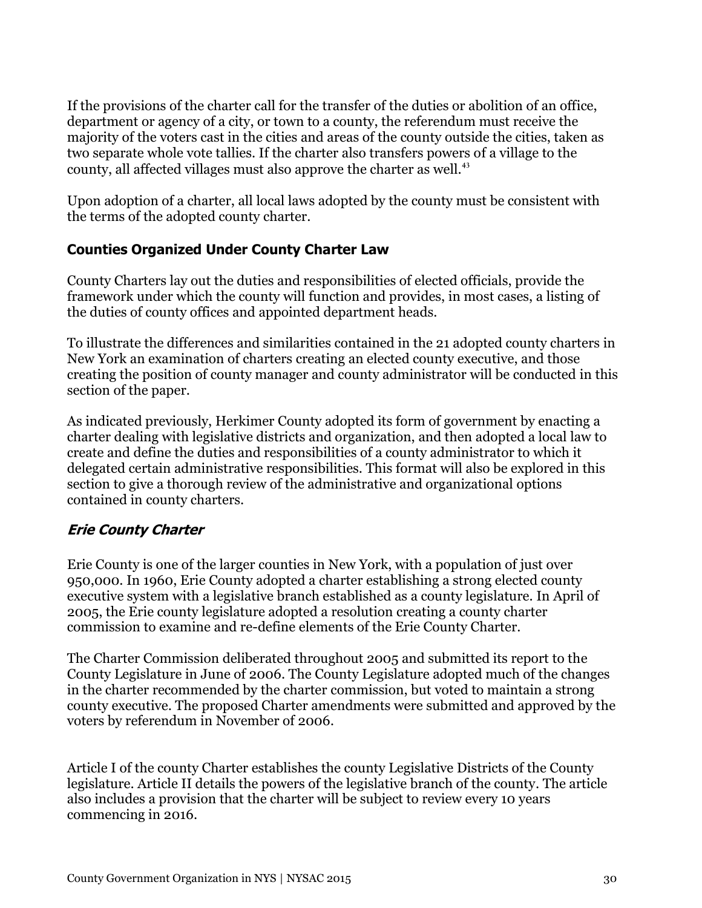If the provisions of the charter call for the transfer of the duties or abolition of an office, department or agency of a city, or town to a county, the referendum must receive the majority of the voters cast in the cities and areas of the county outside the cities, taken as two separate whole vote tallies. If the charter also transfers powers of a village to the county, all affected villages must also approve the charter as well.[43]

Upon adoption of a charter, all local laws adopted by the county must be consistent with the terms of the adopted county charter.

### Counties Organized Under County Charter Law

County Charters lay out the duties and responsibilities of elected officials, provide the framework under which the county will function and provides, in most cases, a listing of the duties of county offices and appointed department heads.

To illustrate the differences and similarities contained in the 21 adopted county charters in New York an examination of charters creating an elected county executive, and those creating the position of county manager and county administrator will be conducted in this section of the paper.

As indicated previously, Herkimer County adopted its form of government by enacting a charter dealing with legislative districts and organization, and then adopted a local law to create and define the duties and responsibilities of a county administrator to which it delegated certain administrative responsibilities. This format will also be explored in this section to give a thorough review of the administrative and organizational options contained in county charters.

### *Erie County Charter*

Erie County is one of the larger counties in New York, with a population of just over 950,000. In 1960, Erie County adopted a charter establishing a strong elected county executive system with a legislative branch established as a county legislature. In April of 2005, the Erie county legislature adopted a resolution creating a county charter commission to examine and re-define elements of the Erie County Charter.

The Charter Commission deliberated throughout 2005 and submitted its report to the County Legislature in June of 2006. The County Legislature adopted much of the changes in the charter recommended by the charter commission, but voted to maintain a strong county executive. The proposed Charter amendments were submitted and approved by the voters by referendum in November of 2006.

Article I of the county Charter establishes the county Legislative Districts of the County legislature. Article II details the powers of the legislative branch of the county. The article also includes a provision that the charter will be subject to review every 10 years commencing in 2016.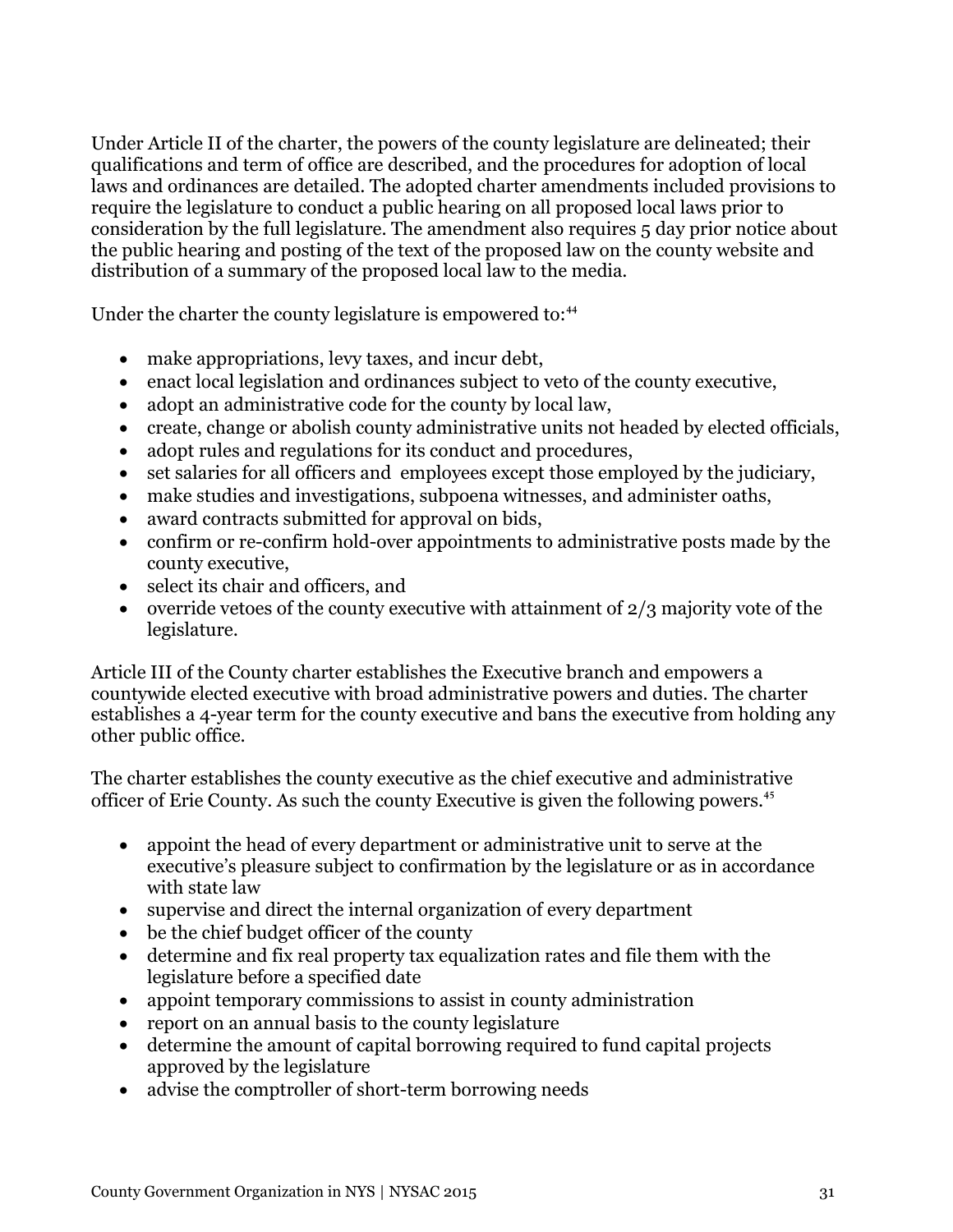Under Article II of the charter, the powers of the county legislature are delineated; their qualifications and term of office are described, and the procedures for adoption of local laws and ordinances are detailed. The adopted charter amendments included provisions to require the legislature to conduct a public hearing on all proposed local laws prior to consideration by the full legislature. The amendment also requires 5 day prior notice about the public hearing and posting of the text of the proposed law on the county website and distribution of a summary of the proposed local law to the media.

Under the charter the county legislature is empowered to:[44]

- make appropriations, levy taxes, and incur debt,
- enact local legislation and ordinances subject to veto of the county executive,
- adopt an administrative code for the county by local law,
- create, change or abolish county administrative units not headed by elected officials,
- adopt rules and regulations for its conduct and procedures,
- set salaries for all officers and employees except those employed by the judiciary,
- make studies and investigations, subpoena witnesses, and administer oaths,
- award contracts submitted for approval on bids,
- confirm or re-confirm hold-over appointments to administrative posts made by the county executive,
- select its chair and officers, and
- override vetoes of the county executive with attainment of 2/3 majority vote of the legislature.

Article III of the County charter establishes the Executive branch and empowers a countywide elected executive with broad administrative powers and duties. The charter establishes a 4-year term for the county executive and bans the executive from holding any other public office.

The charter establishes the county executive as the chief executive and administrative officer of Erie County. As such the county Executive is given the following powers.[45]

- appoint the head of every department or administrative unit to serve at the executive's pleasure subject to confirmation by the legislature or as in accordance with state law
- supervise and direct the internal organization of every department
- be the chief budget officer of the county
- determine and fix real property tax equalization rates and file them with the legislature before a specified date
- appoint temporary commissions to assist in county administration
- report on an annual basis to the county legislature
- determine the amount of capital borrowing required to fund capital projects approved by the legislature
- advise the comptroller of short-term borrowing needs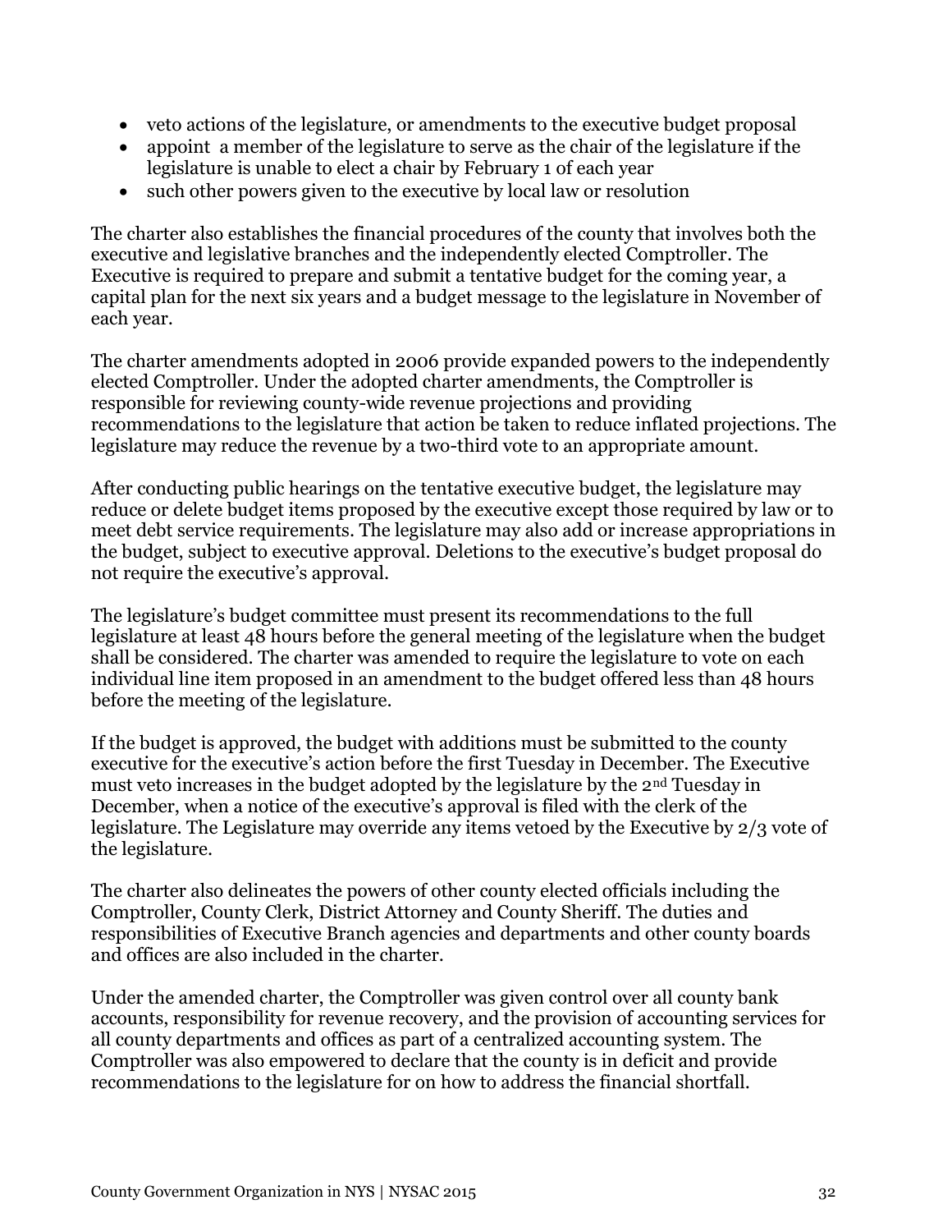- veto actions of the legislature, or amendments to the executive budget proposal
- appoint a member of the legislature to serve as the chair of the legislature if the legislature is unable to elect a chair by February 1 of each year
- such other powers given to the executive by local law or resolution

The charter also establishes the financial procedures of the county that involves both the executive and legislative branches and the independently elected Comptroller. The Executive is required to prepare and submit a tentative budget for the coming year, a capital plan for the next six years and a budget message to the legislature in November of each year.

The charter amendments adopted in 2006 provide expanded powers to the independently elected Comptroller. Under the adopted charter amendments, the Comptroller is responsible for reviewing county-wide revenue projections and providing recommendations to the legislature that action be taken to reduce inflated projections. The legislature may reduce the revenue by a two-third vote to an appropriate amount.

After conducting public hearings on the tentative executive budget, the legislature may reduce or delete budget items proposed by the executive except those required by law or to meet debt service requirements. The legislature may also add or increase appropriations in the budget, subject to executive approval. Deletions to the executive's budget proposal do not require the executive's approval.

The legislature's budget committee must present its recommendations to the full legislature at least 48 hours before the general meeting of the legislature when the budget shall be considered. The charter was amended to require the legislature to vote on each individual line item proposed in an amendment to the budget offered less than 48 hours before the meeting of the legislature.

If the budget is approved, the budget with additions must be submitted to the county executive for the executive's action before the first Tuesday in December. The Executive must veto increases in the budget adopted by the legislature by the 2nd Tuesday in December, when a notice of the executive's approval is filed with the clerk of the legislature. The Legislature may override any items vetoed by the Executive by 2/3 vote of the legislature.

The charter also delineates the powers of other county elected officials including the Comptroller, County Clerk, District Attorney and County Sheriff. The duties and responsibilities of Executive Branch agencies and departments and other county boards and offices are also included in the charter.

Under the amended charter, the Comptroller was given control over all county bank accounts, responsibility for revenue recovery, and the provision of accounting services for all county departments and offices as part of a centralized accounting system. The Comptroller was also empowered to declare that the county is in deficit and provide recommendations to the legislature for on how to address the financial shortfall.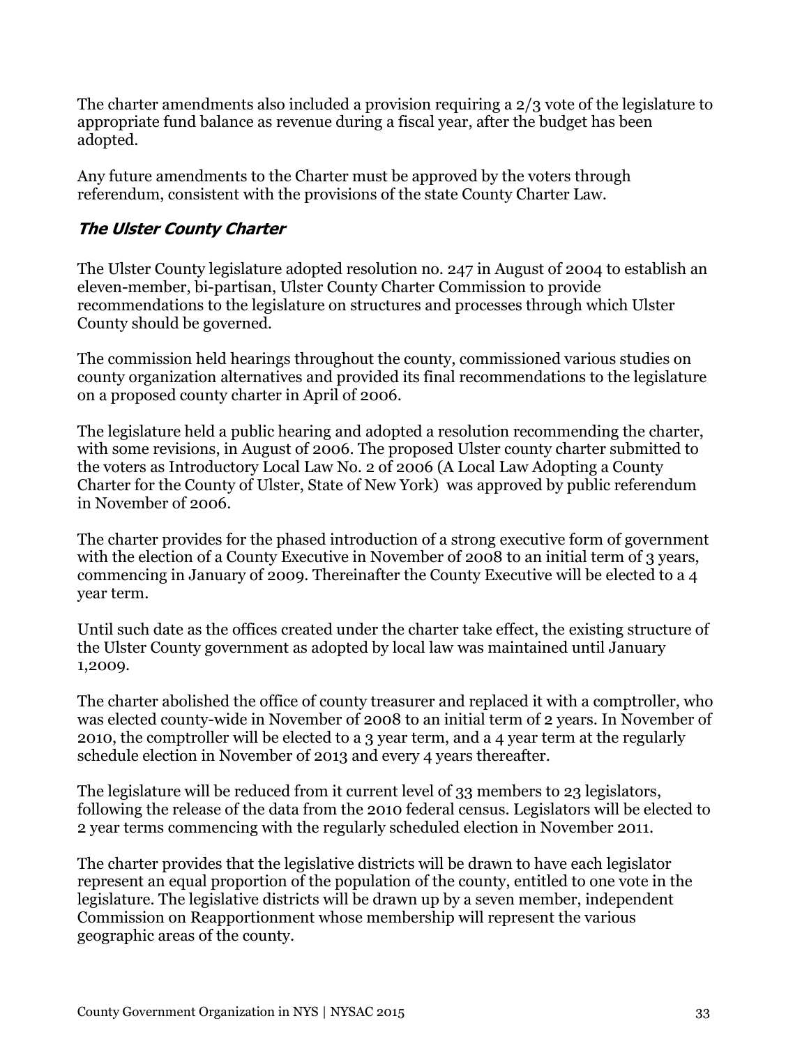The charter amendments also included a provision requiring a 2/3 vote of the legislature to appropriate fund balance as revenue during a fiscal year, after the budget has been adopted.

Any future amendments to the Charter must be approved by the voters through referendum, consistent with the provisions of the state County Charter Law.

### *The Ulster County Charter*

The Ulster County legislature adopted resolution no. 247 in August of 2004 to establish an eleven-member, bi-partisan, Ulster County Charter Commission to provide recommendations to the legislature on structures and processes through which Ulster County should be governed.

The commission held hearings throughout the county, commissioned various studies on county organization alternatives and provided its final recommendations to the legislature on a proposed county charter in April of 2006.

The legislature held a public hearing and adopted a resolution recommending the charter, with some revisions, in August of 2006. The proposed Ulster county charter submitted to the voters as Introductory Local Law No. 2 of 2006 (A Local Law Adopting a County Charter for the County of Ulster, State of New York) was approved by public referendum in November of 2006.

The charter provides for the phased introduction of a strong executive form of government with the election of a County Executive in November of 2008 to an initial term of 3 years, commencing in January of 2009. Thereinafter the County Executive will be elected to a 4 year term.

Until such date as the offices created under the charter take effect, the existing structure of the Ulster County government as adopted by local law was maintained until January 1,2009.

The charter abolished the office of county treasurer and replaced it with a comptroller, who was elected county-wide in November of 2008 to an initial term of 2 years. In November of 2010, the comptroller will be elected to a 3 year term, and a 4 year term at the regularly schedule election in November of 2013 and every 4 years thereafter.

The legislature will be reduced from it current level of 33 members to 23 legislators, following the release of the data from the 2010 federal census. Legislators will be elected to 2 year terms commencing with the regularly scheduled election in November 2011.

The charter provides that the legislative districts will be drawn to have each legislator represent an equal proportion of the population of the county, entitled to one vote in the legislature. The legislative districts will be drawn up by a seven member, independent Commission on Reapportionment whose membership will represent the various geographic areas of the county.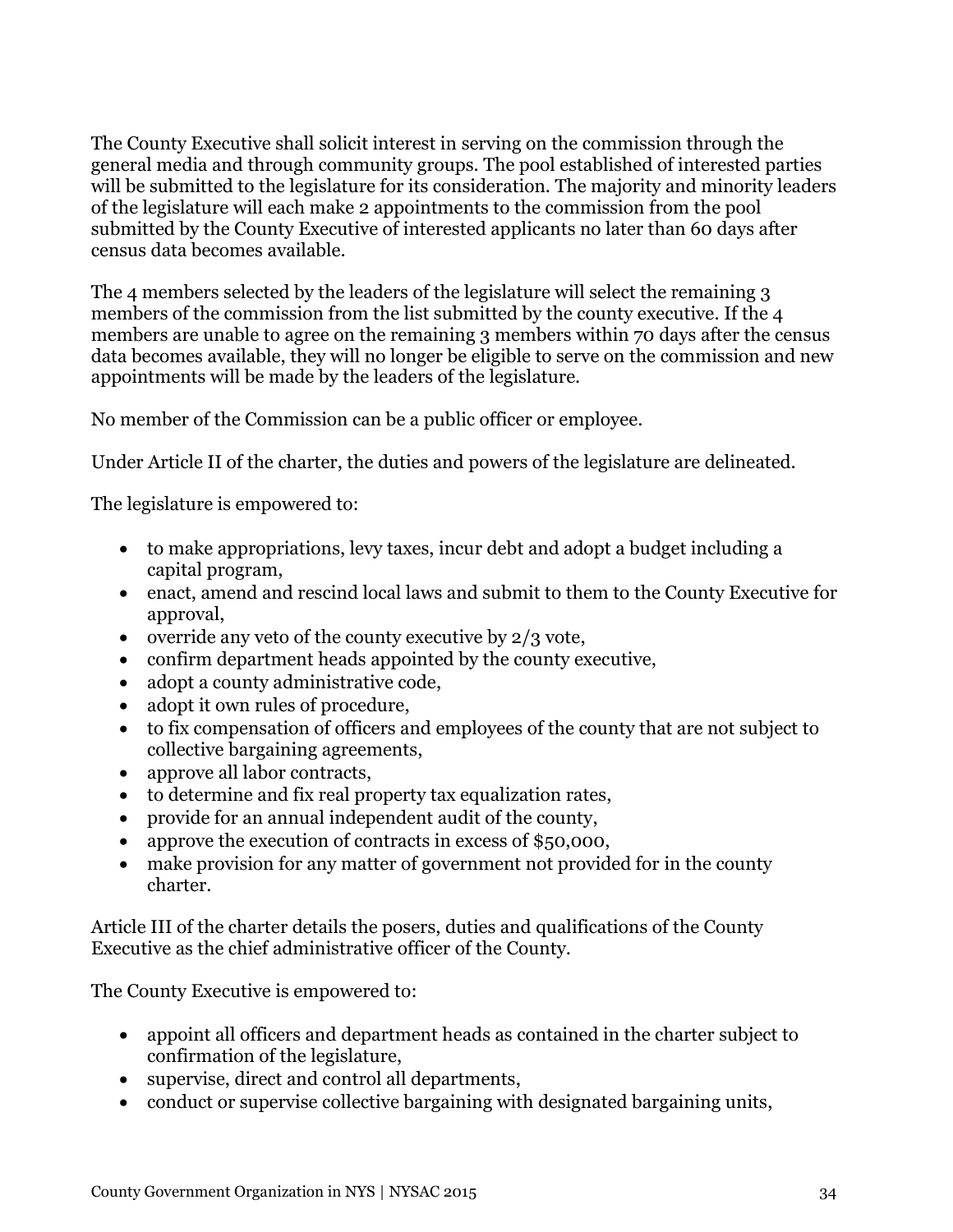The County Executive shall solicit interest in serving on the commission through the general media and through community groups. The pool established of interested parties will be submitted to the legislature for its consideration. The majority and minority leaders of the legislature will each make 2 appointments to the commission from the pool submitted by the County Executive of interested applicants no later than 60 days after census data becomes available.

The 4 members selected by the leaders of the legislature will select the remaining 3 members of the commission from the list submitted by the county executive. If the 4 members are unable to agree on the remaining 3 members within 70 days after the census data becomes available, they will no longer be eligible to serve on the commission and new appointments will be made by the leaders of the legislature.

No member of the Commission can be a public officer or employee.

Under Article II of the charter, the duties and powers of the legislature are delineated.

The legislature is empowered to:

- to make appropriations, levy taxes, incur debt and adopt a budget including a capital program,
- enact, amend and rescind local laws and submit to them to the County Executive for approval,
- override any veto of the county executive by 2/3 vote,
- confirm department heads appointed by the county executive,
- adopt a county administrative code,
- adopt it own rules of procedure,
- to fix compensation of officers and employees of the county that are not subject to collective bargaining agreements,
- approve all labor contracts,
- to determine and fix real property tax equalization rates,
- provide for an annual independent audit of the county,
- approve the execution of contracts in excess of $50,000,
- make provision for any matter of government not provided for in the county charter.

Article III of the charter details the posers, duties and qualifications of the County Executive as the chief administrative officer of the County.

The County Executive is empowered to:

- appoint all officers and department heads as contained in the charter subject to confirmation of the legislature,
- supervise, direct and control all departments,
- conduct or supervise collective bargaining with designated bargaining units,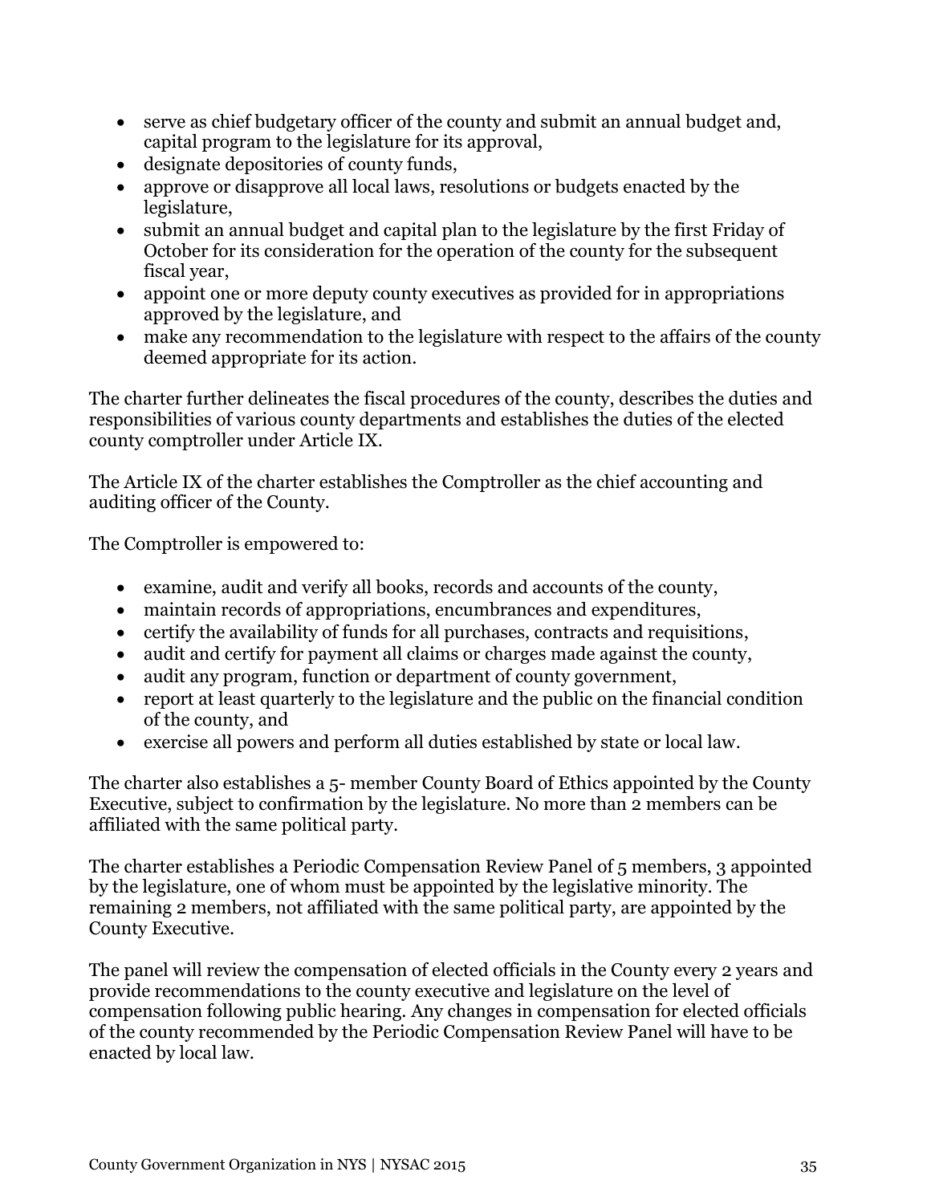- serve as chief budgetary officer of the county and submit an annual budget and, capital program to the legislature for its approval,
- designate depositories of county funds,
- approve or disapprove all local laws, resolutions or budgets enacted by the legislature,
- submit an annual budget and capital plan to the legislature by the first Friday of October for its consideration for the operation of the county for the subsequent fiscal year,
- appoint one or more deputy county executives as provided for in appropriations approved by the legislature, and
- make any recommendation to the legislature with respect to the affairs of the county deemed appropriate for its action.

The charter further delineates the fiscal procedures of the county, describes the duties and responsibilities of various county departments and establishes the duties of the elected county comptroller under Article IX.

The Article IX of the charter establishes the Comptroller as the chief accounting and auditing officer of the County.

The Comptroller is empowered to:

- examine, audit and verify all books, records and accounts of the county,
- maintain records of appropriations, encumbrances and expenditures,
- certify the availability of funds for all purchases, contracts and requisitions,
- audit and certify for payment all claims or charges made against the county,
- audit any program, function or department of county government,
- report at least quarterly to the legislature and the public on the financial condition of the county, and
- exercise all powers and perform all duties established by state or local law.

The charter also establishes a 5- member County Board of Ethics appointed by the County Executive, subject to confirmation by the legislature. No more than 2 members can be affiliated with the same political party.

The charter establishes a Periodic Compensation Review Panel of 5 members, 3 appointed by the legislature, one of whom must be appointed by the legislative minority. The remaining 2 members, not affiliated with the same political party, are appointed by the County Executive.

The panel will review the compensation of elected officials in the County every 2 years and provide recommendations to the county executive and legislature on the level of compensation following public hearing. Any changes in compensation for elected officials of the county recommended by the Periodic Compensation Review Panel will have to be enacted by local law.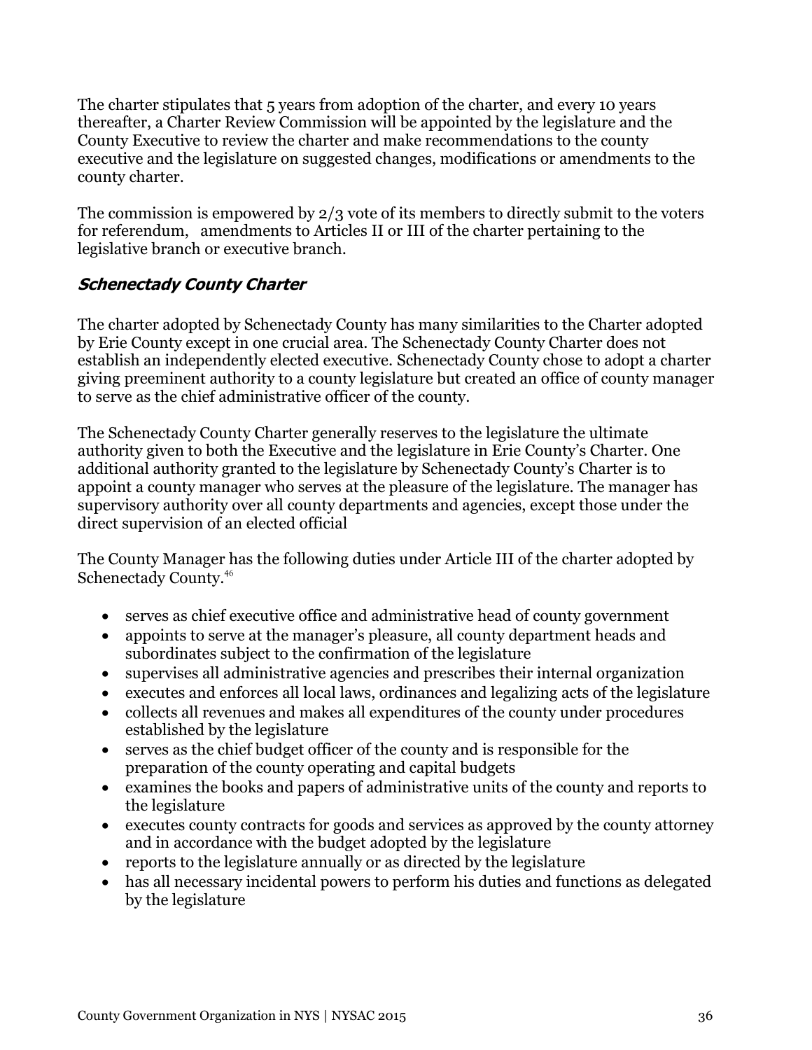The charter stipulates that 5 years from adoption of the charter, and every 10 years thereafter, a Charter Review Commission will be appointed by the legislature and the County Executive to review the charter and make recommendations to the county executive and the legislature on suggested changes, modifications or amendments to the county charter.

The commission is empowered by 2/3 vote of its members to directly submit to the voters for referendum, amendments to Articles II or III of the charter pertaining to the legislative branch or executive branch.

### ***Schenectady County Charter***

The charter adopted by Schenectady County has many similarities to the Charter adopted by Erie County except in one crucial area. The Schenectady County Charter does not establish an independently elected executive. Schenectady County chose to adopt a charter giving preeminent authority to a county legislature but created an office of county manager to serve as the chief administrative officer of the county.

The Schenectady County Charter generally reserves to the legislature the ultimate authority given to both the Executive and the legislature in Erie County's Charter. One additional authority granted to the legislature by Schenectady County's Charter is to appoint a county manager who serves at the pleasure of the legislature. The manager has supervisory authority over all county departments and agencies, except those under the direct supervision of an elected official

The County Manager has the following duties under Article III of the charter adopted by Schenectady County.[46]

- serves as chief executive office and administrative head of county government
- appoints to serve at the manager's pleasure, all county department heads and subordinates subject to the confirmation of the legislature
- supervises all administrative agencies and prescribes their internal organization
- executes and enforces all local laws, ordinances and legalizing acts of the legislature
- collects all revenues and makes all expenditures of the county under procedures established by the legislature
- serves as the chief budget officer of the county and is responsible for the preparation of the county operating and capital budgets
- examines the books and papers of administrative units of the county and reports to the legislature
- executes county contracts for goods and services as approved by the county attorney and in accordance with the budget adopted by the legislature
- reports to the legislature annually or as directed by the legislature
- has all necessary incidental powers to perform his duties and functions as delegated by the legislature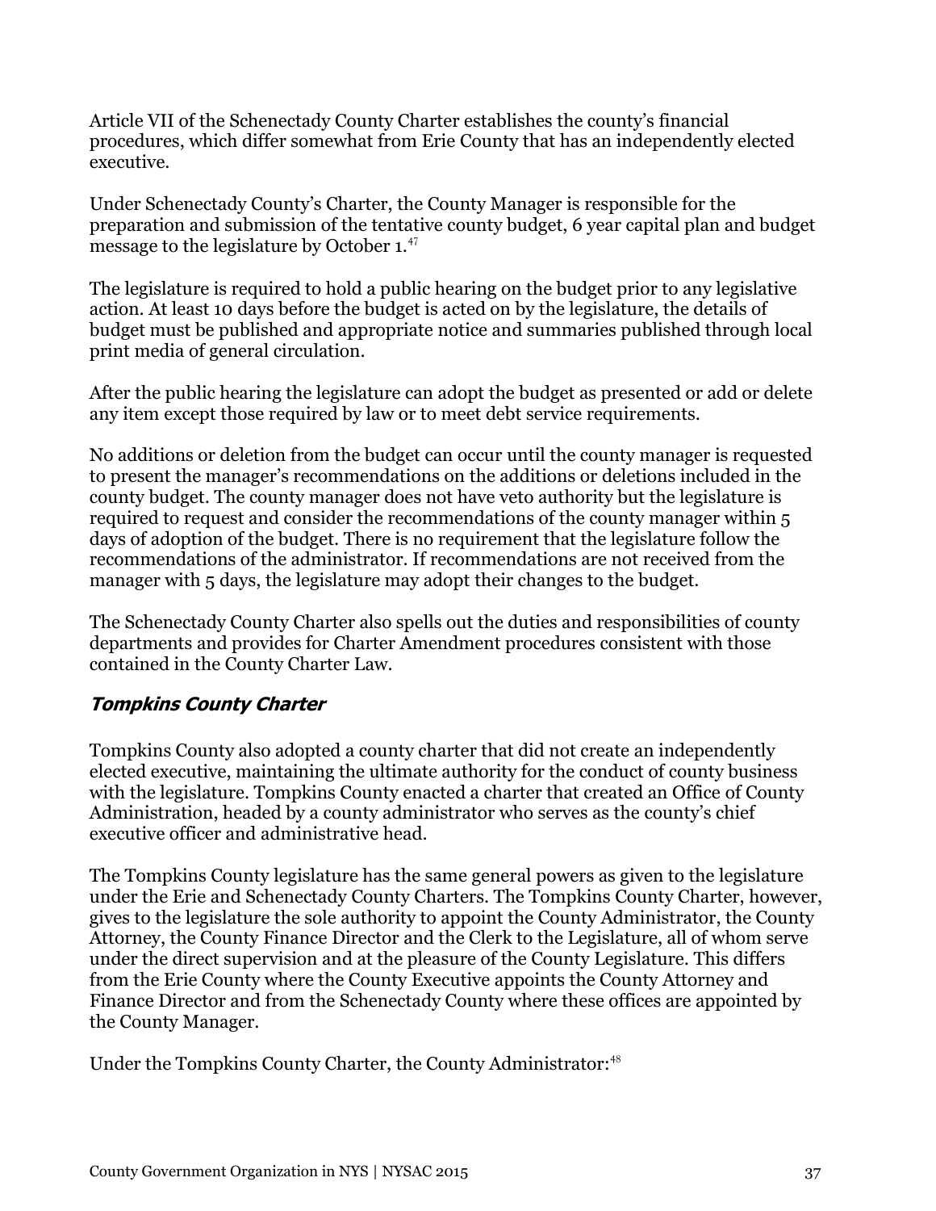Article VII of the Schenectady County Charter establishes the county's financial procedures, which differ somewhat from Erie County that has an independently elected executive.

Under Schenectady County's Charter, the County Manager is responsible for the preparation and submission of the tentative county budget, 6 year capital plan and budget message to the legislature by October 1.[47]

The legislature is required to hold a public hearing on the budget prior to any legislative action. At least 10 days before the budget is acted on by the legislature, the details of budget must be published and appropriate notice and summaries published through local print media of general circulation.

After the public hearing the legislature can adopt the budget as presented or add or delete any item except those required by law or to meet debt service requirements.

No additions or deletion from the budget can occur until the county manager is requested to present the manager's recommendations on the additions or deletions included in the county budget. The county manager does not have veto authority but the legislature is required to request and consider the recommendations of the county manager within 5 days of adoption of the budget. There is no requirement that the legislature follow the recommendations of the administrator. If recommendations are not received from the manager with 5 days, the legislature may adopt their changes to the budget.

The Schenectady County Charter also spells out the duties and responsibilities of county departments and provides for Charter Amendment procedures consistent with those contained in the County Charter Law.

### *Tompkins County Charter*

Tompkins County also adopted a county charter that did not create an independently elected executive, maintaining the ultimate authority for the conduct of county business with the legislature. Tompkins County enacted a charter that created an Office of County Administration, headed by a county administrator who serves as the county's chief executive officer and administrative head.

The Tompkins County legislature has the same general powers as given to the legislature under the Erie and Schenectady County Charters. The Tompkins County Charter, however, gives to the legislature the sole authority to appoint the County Administrator, the County Attorney, the County Finance Director and the Clerk to the Legislature, all of whom serve under the direct supervision and at the pleasure of the County Legislature. This differs from the Erie County where the County Executive appoints the County Attorney and Finance Director and from the Schenectady County where these offices are appointed by the County Manager.

Under the Tompkins County Charter, the County Administrator:[48]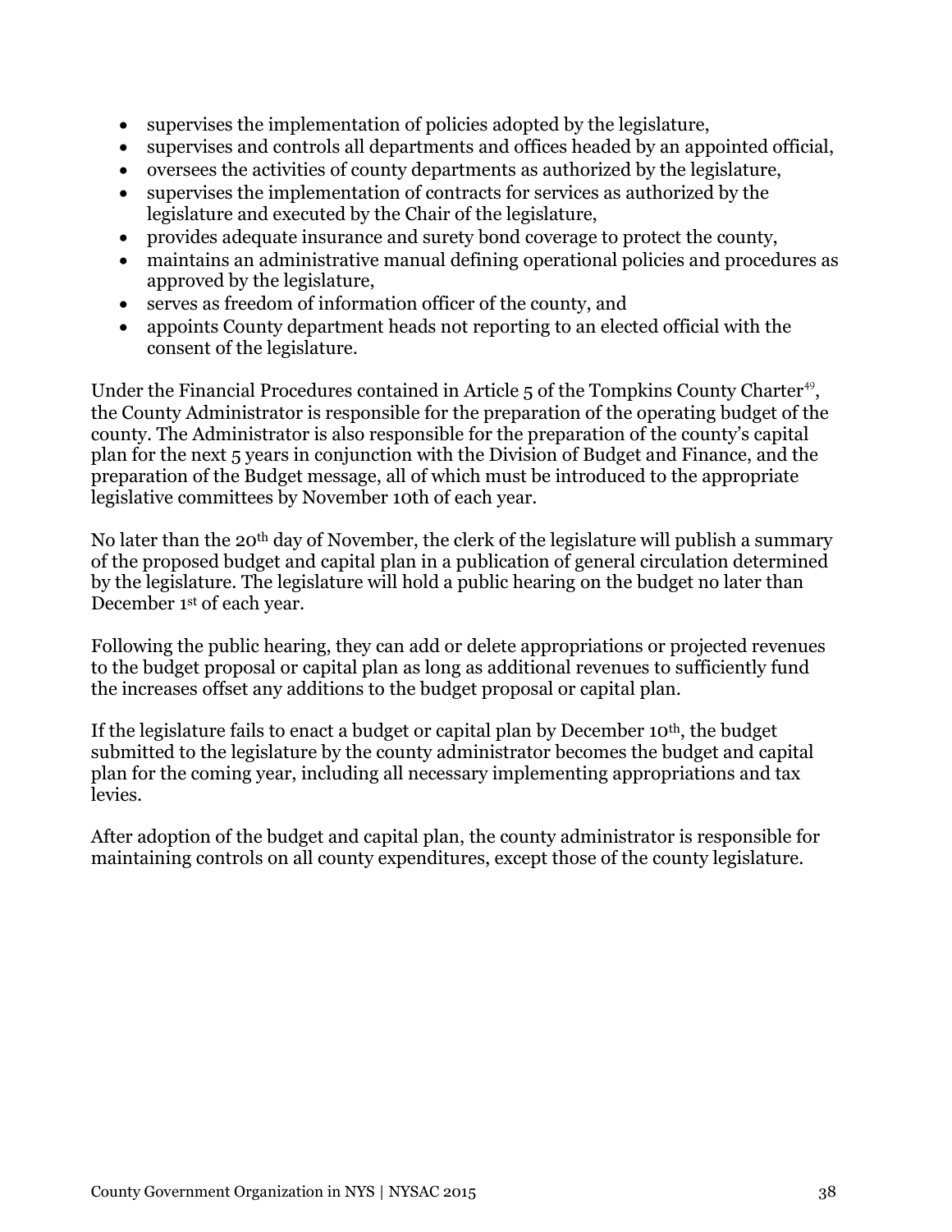- supervises the implementation of policies adopted by the legislature,
- supervises and controls all departments and offices headed by an appointed official,
- oversees the activities of county departments as authorized by the legislature,
- supervises the implementation of contracts for services as authorized by the legislature and executed by the Chair of the legislature,
- provides adequate insurance and surety bond coverage to protect the county,
- maintains an administrative manual defining operational policies and procedures as approved by the legislature,
- serves as freedom of information officer of the county, and
- appoints County department heads not reporting to an elected official with the consent of the legislature.

Under the Financial Procedures contained in Article 5 of the Tompkins County Charter[49], the County Administrator is responsible for the preparation of the operating budget of the county. The Administrator is also responsible for the preparation of the county's capital plan for the next 5 years in conjunction with the Division of Budget and Finance, and the preparation of the Budget message, all of which must be introduced to the appropriate legislative committees by November 10th of each year.

No later than the 20th day of November, the clerk of the legislature will publish a summary of the proposed budget and capital plan in a publication of general circulation determined by the legislature. The legislature will hold a public hearing on the budget no later than December 1st of each year.

Following the public hearing, they can add or delete appropriations or projected revenues to the budget proposal or capital plan as long as additional revenues to sufficiently fund the increases offset any additions to the budget proposal or capital plan.

If the legislature fails to enact a budget or capital plan by December 10th, the budget submitted to the legislature by the county administrator becomes the budget and capital plan for the coming year, including all necessary implementing appropriations and tax levies.

After adoption of the budget and capital plan, the county administrator is responsible for maintaining controls on all county expenditures, except those of the county legislature.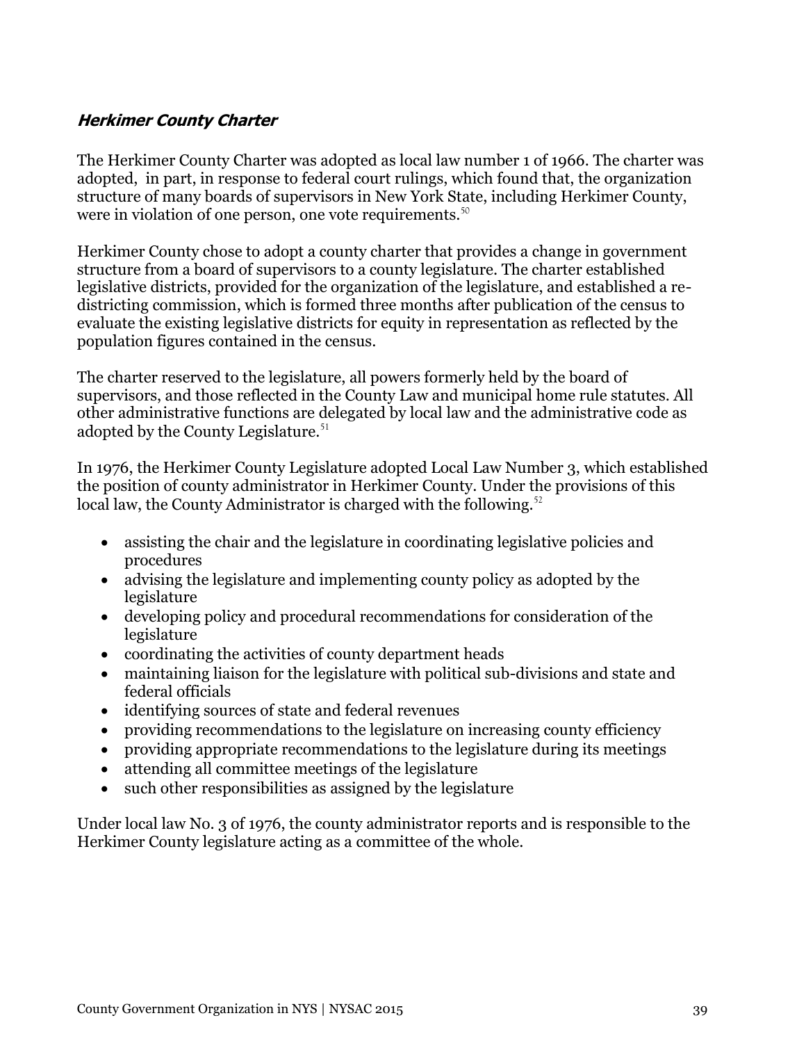### ***Herkimer County Charter***

The Herkimer County Charter was adopted as local law number 1 of 1966. The charter was adopted, in part, in response to federal court rulings, which found that, the organization structure of many boards of supervisors in New York State, including Herkimer County, were in violation of one person, one vote requirements.[50]

Herkimer County chose to adopt a county charter that provides a change in government structure from a board of supervisors to a county legislature. The charter established legislative districts, provided for the organization of the legislature, and established a re-districting commission, which is formed three months after publication of the census to evaluate the existing legislative districts for equity in representation as reflected by the population figures contained in the census.

The charter reserved to the legislature, all powers formerly held by the board of supervisors, and those reflected in the County Law and municipal home rule statutes. All other administrative functions are delegated by local law and the administrative code as adopted by the County Legislature.[51]

In 1976, the Herkimer County Legislature adopted Local Law Number 3, which established the position of county administrator in Herkimer County. Under the provisions of this local law, the County Administrator is charged with the following.[52]

- assisting the chair and the legislature in coordinating legislative policies and procedures
- advising the legislature and implementing county policy as adopted by the legislature
- developing policy and procedural recommendations for consideration of the legislature
- coordinating the activities of county department heads
- maintaining liaison for the legislature with political sub-divisions and state and federal officials
- identifying sources of state and federal revenues
- providing recommendations to the legislature on increasing county efficiency
- providing appropriate recommendations to the legislature during its meetings
- attending all committee meetings of the legislature
- such other responsibilities as assigned by the legislature

Under local law No. 3 of 1976, the county administrator reports and is responsible to the Herkimer County legislature acting as a committee of the whole.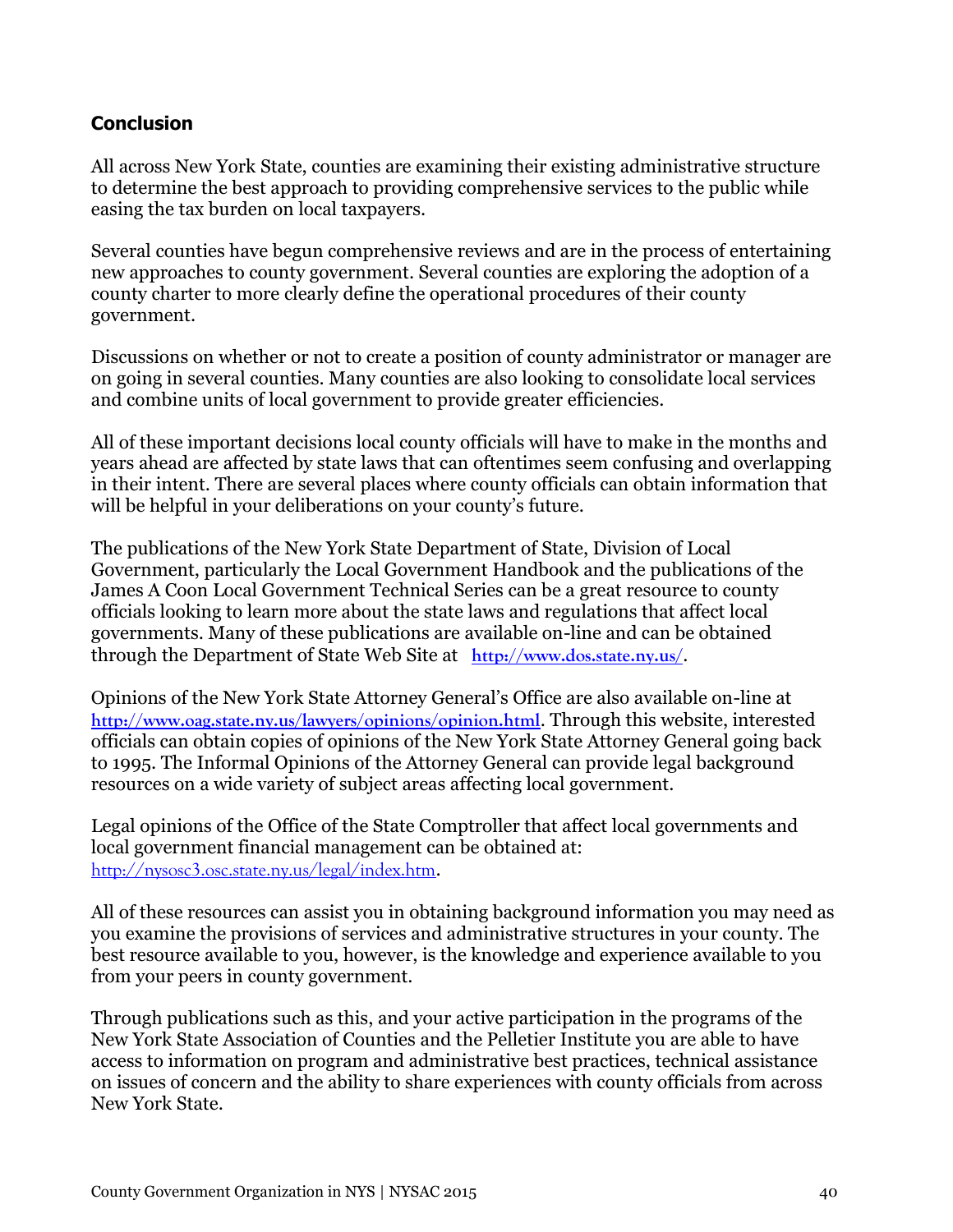## Conclusion

All across New York State, counties are examining their existing administrative structure to determine the best approach to providing comprehensive services to the public while easing the tax burden on local taxpayers.

Several counties have begun comprehensive reviews and are in the process of entertaining new approaches to county government. Several counties are exploring the adoption of a county charter to more clearly define the operational procedures of their county government.

Discussions on whether or not to create a position of county administrator or manager are on going in several counties. Many counties are also looking to consolidate local services and combine units of local government to provide greater efficiencies.

All of these important decisions local county officials will have to make in the months and years ahead are affected by state laws that can oftentimes seem confusing and overlapping in their intent. There are several places where county officials can obtain information that will be helpful in your deliberations on your county's future.

The publications of the New York State Department of State, Division of Local Government, particularly the Local Government Handbook and the publications of the James A Coon Local Government Technical Series can be a great resource to county officials looking to learn more about the state laws and regulations that affect local governments. Many of these publications are available on-line and can be obtained through the Department of State Web Site at [http://www.dos.state.ny.us/](http://www.dos.state.ny.us/).

Opinions of the New York State Attorney General's Office are also available on-line at [http://www.oag.state.ny.us/lawyers/opinions/opinion.html](http://www.oag.state.ny.us/lawyers/opinions/opinion.html). Through this website, interested officials can obtain copies of opinions of the New York State Attorney General going back to 1995. The Informal Opinions of the Attorney General can provide legal background resources on a wide variety of subject areas affecting local government.

Legal opinions of the Office of the State Comptroller that affect local governments and local government financial management can be obtained at: [http://nysosc3.osc.state.ny.us/legal/index.htm](http://nysosc3.osc.state.ny.us/legal/index.htm).

All of these resources can assist you in obtaining background information you may need as you examine the provisions of services and administrative structures in your county. The best resource available to you, however, is the knowledge and experience available to you from your peers in county government.

Through publications such as this, and your active participation in the programs of the New York State Association of Counties and the Pelletier Institute you are able to have access to information on program and administrative best practices, technical assistance on issues of concern and the ability to share experiences with county officials from across New York State.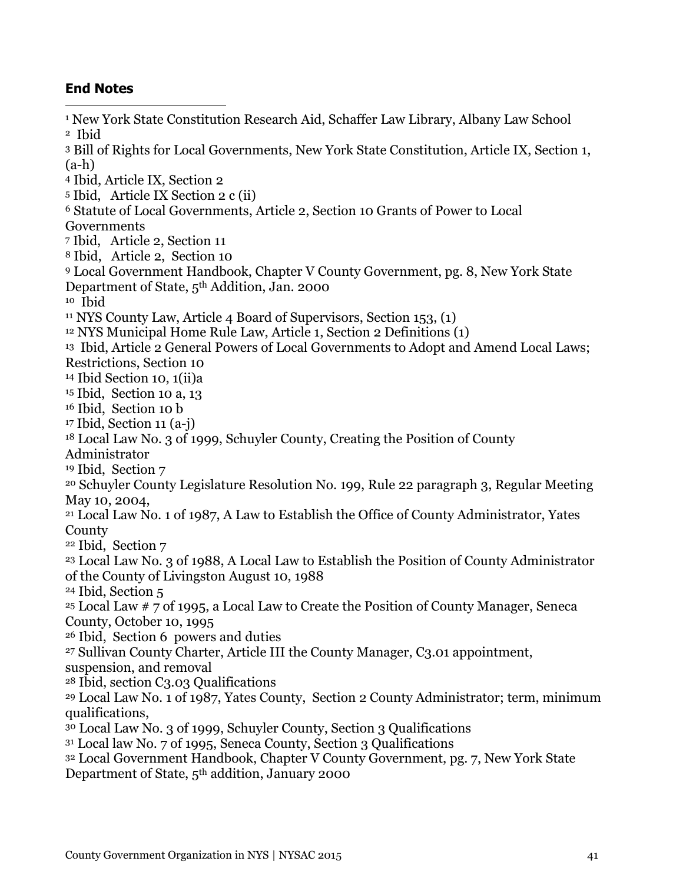**End Notes**

[1] New York State Constitution Research Aid, Schaffer Law Library, Albany Law School
[2] Ibid
[3] Bill of Rights for Local Governments, New York State Constitution, Article IX, Section 1, (a-h)
[4] Ibid, Article IX, Section 2
[5] Ibid, Article IX Section 2 c (ii)
[6] Statute of Local Governments, Article 2, Section 10 Grants of Power to Local Governments
[7] Ibid, Article 2, Section 11
[8] Ibid, Article 2, Section 10
[9] Local Government Handbook, Chapter V County Government, pg. 8, New York State Department of State, 5th Addition, Jan. 2000
[10] Ibid
[11] NYS County Law, Article 4 Board of Supervisors, Section 153, (1)
[12] NYS Municipal Home Rule Law, Article 1, Section 2 Definitions (1)
[13] Ibid, Article 2 General Powers of Local Governments to Adopt and Amend Local Laws; Restrictions, Section 10
[14] Ibid Section 10, 1(ii)a
[15] Ibid, Section 10 a, 13
[16] Ibid, Section 10 b
[17] Ibid, Section 11 (a-j)
[18] Local Law No. 3 of 1999, Schuyler County, Creating the Position of County Administrator
[19] Ibid, Section 7
[20] Schuyler County Legislature Resolution No. 199, Rule 22 paragraph 3, Regular Meeting May 10, 2004,
[21] Local Law No. 1 of 1987, A Law to Establish the Office of County Administrator, Yates County
[22] Ibid, Section 7
[23] Local Law No. 3 of 1988, A Local Law to Establish the Position of County Administrator of the County of Livingston August 10, 1988
[24] Ibid, Section 5
[25] Local Law # 7 of 1995, a Local Law to Create the Position of County Manager, Seneca County, October 10, 1995
[26] Ibid, Section 6 powers and duties
[27] Sullivan County Charter, Article III the County Manager, C3.01 appointment, suspension, and removal
[28] Ibid, section C3.03 Qualifications
[29] Local Law No. 1 of 1987, Yates County, Section 2 County Administrator; term, minimum qualifications,
[30] Local Law No. 3 of 1999, Schuyler County, Section 3 Qualifications
[31] Local law No. 7 of 1995, Seneca County, Section 3 Qualifications
[32] Local Government Handbook, Chapter V County Government, pg. 7, New York State Department of State, 5th addition, January 2000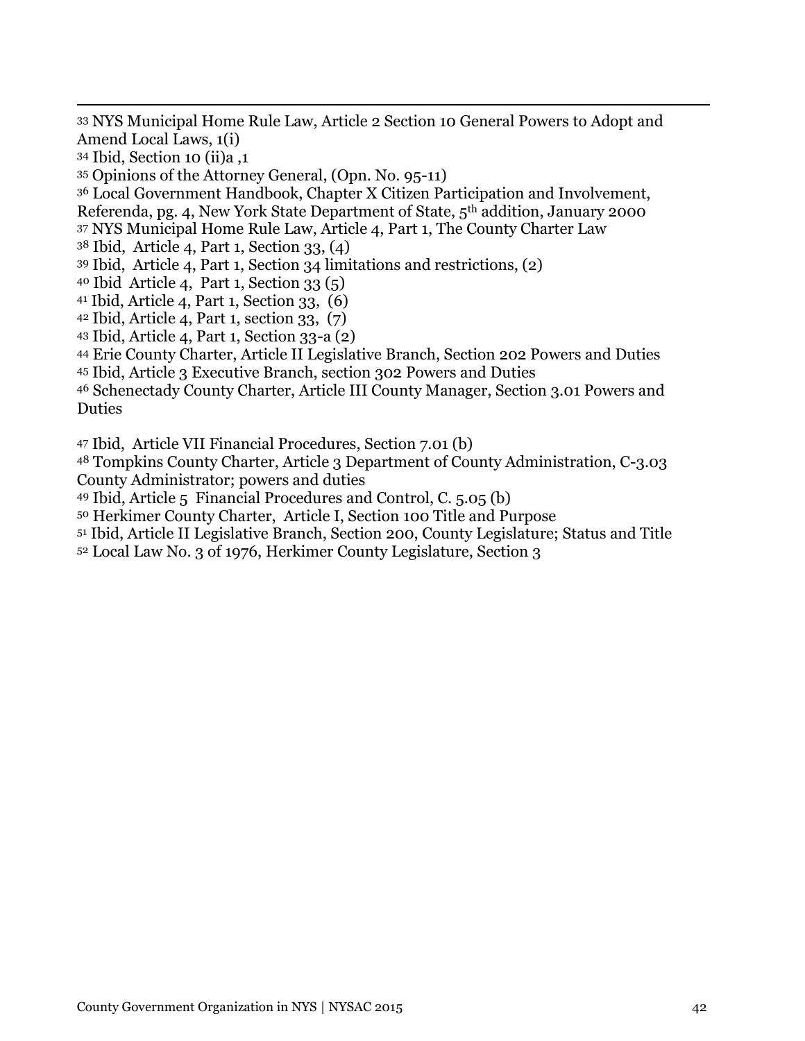[33] NYS Municipal Home Rule Law, Article 2 Section 10 General Powers to Adopt and Amend Local Laws, 1(i)

[34] Ibid, Section 10 (ii)a ,1

[35] Opinions of the Attorney General, (Opn. No. 95-11)

[36] Local Government Handbook, Chapter X Citizen Participation and Involvement, Referenda, pg. 4, New York State Department of State, 5th addition, January 2000

[37] NYS Municipal Home Rule Law, Article 4, Part 1, The County Charter Law

[38] Ibid, Article 4, Part 1, Section 33, (4)

[39] Ibid, Article 4, Part 1, Section 34 limitations and restrictions, (2)

[40] Ibid Article 4, Part 1, Section 33 (5)

[41] Ibid, Article 4, Part 1, Section 33, (6)

[42] Ibid, Article 4, Part 1, section 33, (7)

[43] Ibid, Article 4, Part 1, Section 33-a (2)

[44] Erie County Charter, Article II Legislative Branch, Section 202 Powers and Duties

[45] Ibid, Article 3 Executive Branch, section 302 Powers and Duties

[46] Schenectady County Charter, Article III County Manager, Section 3.01 Powers and Duties

[47] Ibid, Article VII Financial Procedures, Section 7.01 (b)

[48] Tompkins County Charter, Article 3 Department of County Administration, C-3.03 County Administrator; powers and duties

[49] Ibid, Article 5 Financial Procedures and Control, C. 5.05 (b)

[50] Herkimer County Charter, Article I, Section 100 Title and Purpose

[51] Ibid, Article II Legislative Branch, Section 200, County Legislature; Status and Title

[52] Local Law No. 3 of 1976, Herkimer County Legislature, Section 3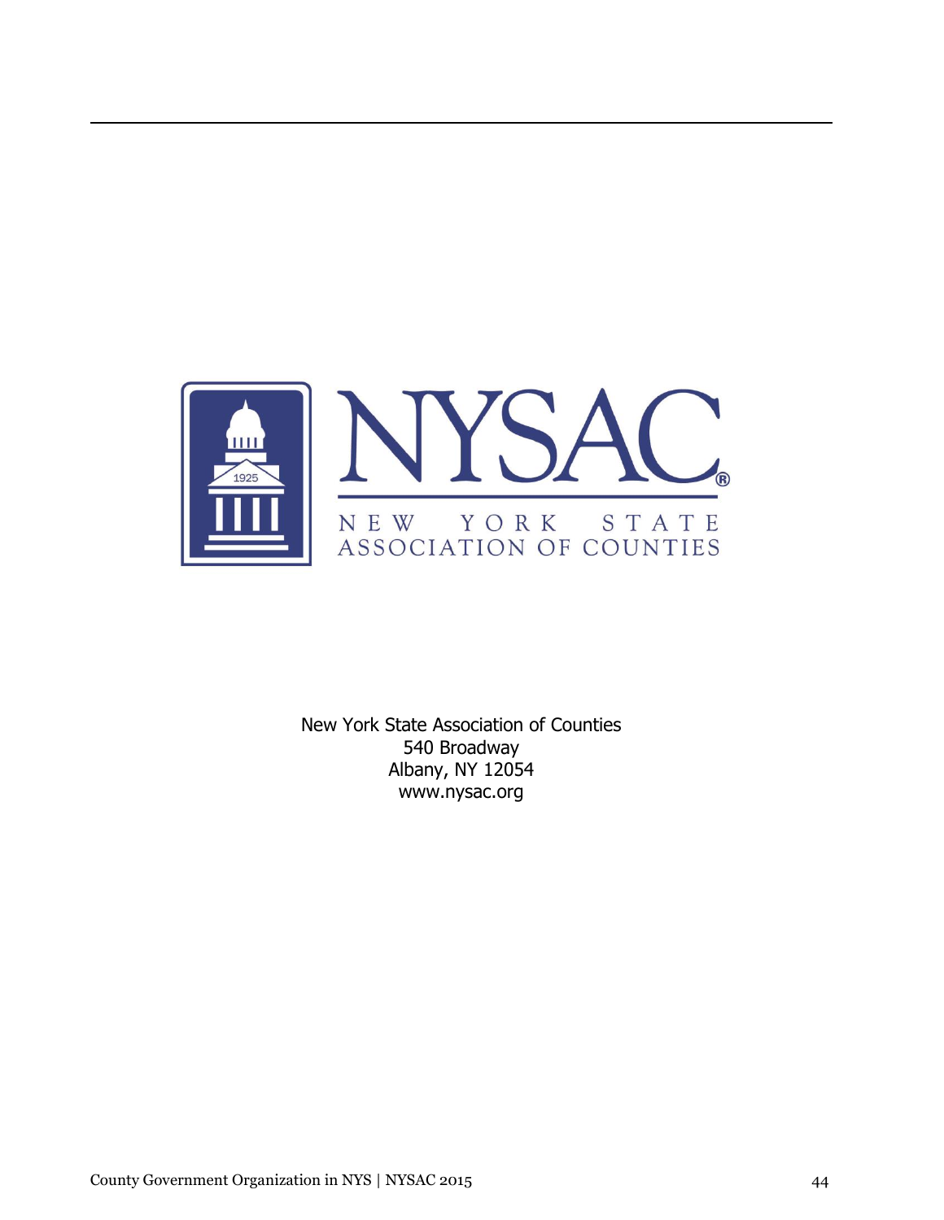NYSAC®

NEW YORK STATE ASSOCIATION OF COUNTIES

New York State Association of Counties
540 Broadway
Albany, NY 12054
www.nysac.org